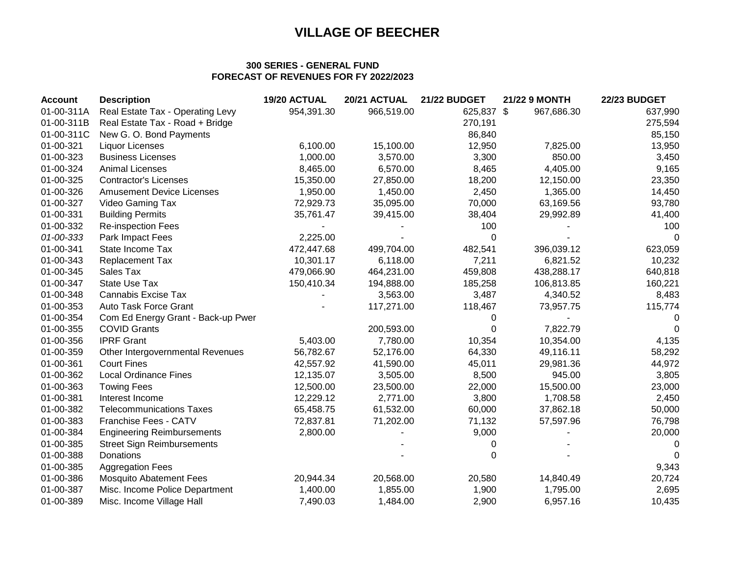# VILLAGE OF BEECHER

### 300 SERIES - GENERAL FUND
### FORECAST OF REVENUES FOR FY 2022/2023

| Account | Description | 19/20 ACTUAL | 20/21 ACTUAL | 21/22 BUDGET | 21/22 9 MONTH | 22/23 BUDGET |
|---|---|---|---|---|---|---|
| 01-00-311A | Real Estate Tax - Operating Levy | 954,391.30 | 966,519.00 | 625,837 | $ 967,686.30 | 637,990 |
| 01-00-311B | Real Estate Tax - Road + Bridge | | | 270,191 | | 275,594 |
| 01-00-311C | New G. O. Bond Payments | | | 86,840 | | 85,150 |
| 01-00-321 | Liquor Licenses | 6,100.00 | 15,100.00 | 12,950 | 7,825.00 | 13,950 |
| 01-00-323 | Business Licenses | 1,000.00 | 3,570.00 | 3,300 | 850.00 | 3,450 |
| 01-00-324 | Animal Licenses | 8,465.00 | 6,570.00 | 8,465 | 4,405.00 | 9,165 |
| 01-00-325 | Contractor's Licenses | 15,350.00 | 27,850.00 | 18,200 | 12,150.00 | 23,350 |
| 01-00-326 | Amusement Device Licenses | 1,950.00 | 1,450.00 | 2,450 | 1,365.00 | 14,450 |
| 01-00-327 | Video Gaming Tax | 72,929.73 | 35,095.00 | 70,000 | 63,169.56 | 93,780 |
| 01-00-331 | Building Permits | 35,761.47 | 39,415.00 | 38,404 | 29,992.89 | 41,400 |
| 01-00-332 | Re-inspection Fees | - | - | 100 | - | 100 |
| *01-00-333* | Park Impact Fees | 2,225.00 | - | 0 | - | 0 |
| 01-00-341 | State Income Tax | 472,447.68 | 499,704.00 | 482,541 | 396,039.12 | 623,059 |
| 01-00-343 | Replacement Tax | 10,301.17 | 6,118.00 | 7,211 | 6,821.52 | 10,232 |
| 01-00-345 | Sales Tax | 479,066.90 | 464,231.00 | 459,808 | 438,288.17 | 640,818 |
| 01-00-347 | State Use Tax | 150,410.34 | 194,888.00 | 185,258 | 106,813.85 | 160,221 |
| 01-00-348 | Cannabis Excise Tax | - | 3,563.00 | 3,487 | 4,340.52 | 8,483 |
| 01-00-353 | Auto Task Force Grant | - | 117,271.00 | 118,467 | 73,957.75 | 115,774 |
| 01-00-354 | Com Ed Energy Grant - Back-up Pwer | | | 0 | - | 0 |
| 01-00-355 | COVID Grants | | 200,593.00 | 0 | 7,822.79 | 0 |
| 01-00-356 | IPRF Grant | 5,403.00 | 7,780.00 | 10,354 | 10,354.00 | 4,135 |
| 01-00-359 | Other Intergovernmental Revenues | 56,782.67 | 52,176.00 | 64,330 | 49,116.11 | 58,292 |
| 01-00-361 | Court Fines | 42,557.92 | 41,590.00 | 45,011 | 29,981.36 | 44,972 |
| 01-00-362 | Local Ordinance Fines | 12,135.07 | 3,505.00 | 8,500 | 945.00 | 3,805 |
| 01-00-363 | Towing Fees | 12,500.00 | 23,500.00 | 22,000 | 15,500.00 | 23,000 |
| 01-00-381 | Interest Income | 12,229.12 | 2,771.00 | 3,800 | 1,708.58 | 2,450 |
| 01-00-382 | Telecommunications Taxes | 65,458.75 | 61,532.00 | 60,000 | 37,862.18 | 50,000 |
| 01-00-383 | Franchise Fees - CATV | 72,837.81 | 71,202.00 | 71,132 | 57,597.96 | 76,798 |
| 01-00-384 | Engineering Reimbursements | 2,800.00 | - | 9,000 | - | 20,000 |
| 01-00-385 | Street Sign Reimbursements | | - | 0 | - | 0 |
| 01-00-388 | Donations | | - | 0 | - | 0 |
| 01-00-385 | Aggregation Fees | | | | | 9,343 |
| 01-00-386 | Mosquito Abatement Fees | 20,944.34 | 20,568.00 | 20,580 | 14,840.49 | 20,724 |
| 01-00-387 | Misc. Income Police Department | 1,400.00 | 1,855.00 | 1,900 | 1,795.00 | 2,695 |
| 01-00-389 | Misc. Income Village Hall | 7,490.03 | 1,484.00 | 2,900 | 6,957.16 | 10,435 |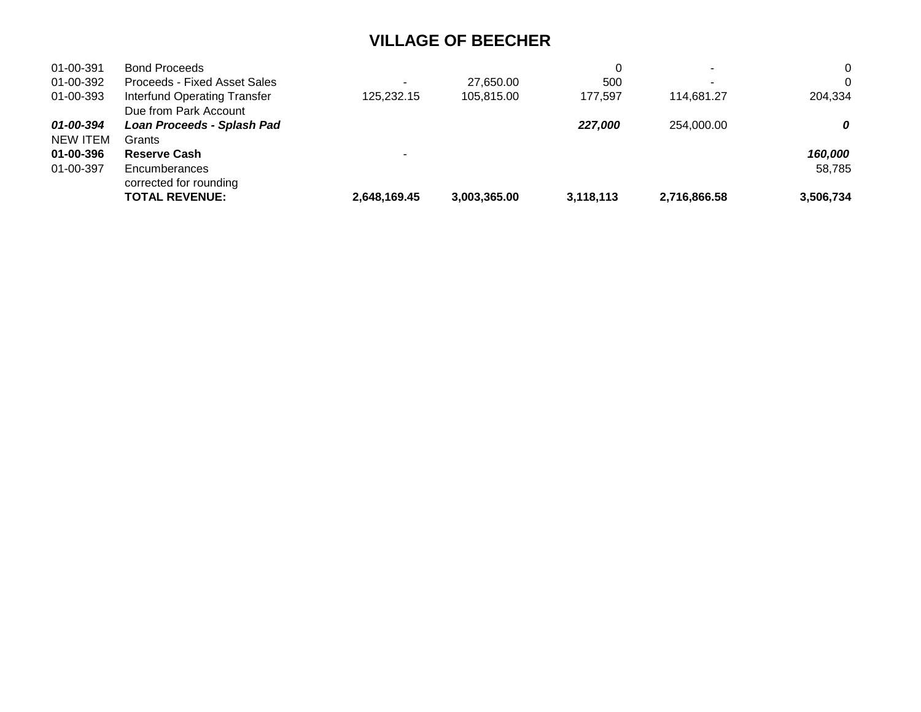# VILLAGE OF BEECHER

| | | | | | | |
|---|---|---|---|---|---|---|
| 01-00-391 | Bond Proceeds | | | 0 | - | 0 |
| 01-00-392 | Proceeds - Fixed Asset Sales | - | 27,650.00 | 500 | - | 0 |
| 01-00-393 | Interfund Operating Transfer | 125,232.15 | 105,815.00 | 177,597 | 114,681.27 | 204,334 |
| | Due from Park Account | | | | | |
| ***01-00-394*** | ***Loan Proceeds - Splash Pad*** | | | ***227,000*** | 254,000.00 | ***0*** |
| NEW ITEM | Grants | | | | | |
| **01-00-396** | **Reserve Cash** | - | | | | ***160,000*** |
| 01-00-397 | Encumberances | | | | | 58,785 |
| | corrected for rounding | | | | | |
| | **TOTAL REVENUE:** | **2,648,169.45** | **3,003,365.00** | **3,118,113** | **2,716,866.58** | **3,506,734** |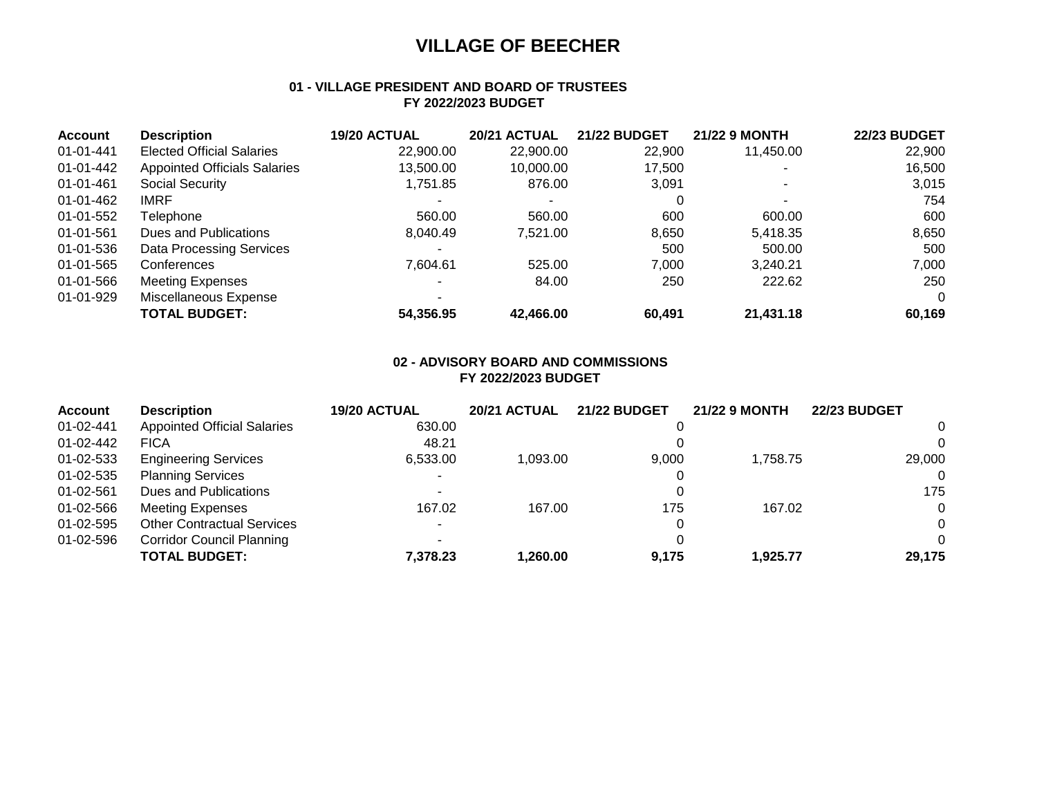# VILLAGE OF BEECHER

### 01 - VILLAGE PRESIDENT AND BOARD OF TRUSTEES
### FY 2022/2023 BUDGET

| Account | Description | 19/20 ACTUAL | 20/21 ACTUAL | 21/22 BUDGET | 21/22 9 MONTH | 22/23 BUDGET |
|---|---|---|---|---|---|---|
| 01-01-441 | Elected Official Salaries | 22,900.00 | 22,900.00 | 22,900 | 11,450.00 | 22,900 |
| 01-01-442 | Appointed Officials Salaries | 13,500.00 | 10,000.00 | 17,500 | - | 16,500 |
| 01-01-461 | Social Security | 1,751.85 | 876.00 | 3,091 | - | 3,015 |
| 01-01-462 | IMRF | - | - | 0 | - | 754 |
| 01-01-552 | Telephone | 560.00 | 560.00 | 600 | 600.00 | 600 |
| 01-01-561 | Dues and Publications | 8,040.49 | 7,521.00 | 8,650 | 5,418.35 | 8,650 |
| 01-01-536 | Data Processing Services | - | | 500 | 500.00 | 500 |
| 01-01-565 | Conferences | 7,604.61 | 525.00 | 7,000 | 3,240.21 | 7,000 |
| 01-01-566 | Meeting Expenses | - | 84.00 | 250 | 222.62 | 250 |
| 01-01-929 | Miscellaneous Expense | - | | | | 0 |
| | **TOTAL BUDGET:** | **54,356.95** | **42,466.00** | **60,491** | **21,431.18** | **60,169** |

### 02 - ADVISORY BOARD AND COMMISSIONS
### FY 2022/2023 BUDGET

| Account | Description | 19/20 ACTUAL | 20/21 ACTUAL | 21/22 BUDGET | 21/22 9 MONTH | 22/23 BUDGET |
|---|---|---|---|---|---|---|
| 01-02-441 | Appointed Official Salaries | 630.00 | | 0 | | 0 |
| 01-02-442 | FICA | 48.21 | | 0 | | 0 |
| 01-02-533 | Engineering Services | 6,533.00 | 1,093.00 | 9,000 | 1,758.75 | 29,000 |
| 01-02-535 | Planning Services | - | | 0 | | 0 |
| 01-02-561 | Dues and Publications | - | | 0 | | 175 |
| 01-02-566 | Meeting Expenses | 167.02 | 167.00 | 175 | 167.02 | 0 |
| 01-02-595 | Other Contractual Services | - | | 0 | | 0 |
| 01-02-596 | Corridor Council Planning | - | | 0 | | 0 |
| | **TOTAL BUDGET:** | **7,378.23** | **1,260.00** | **9,175** | **1,925.77** | **29,175** |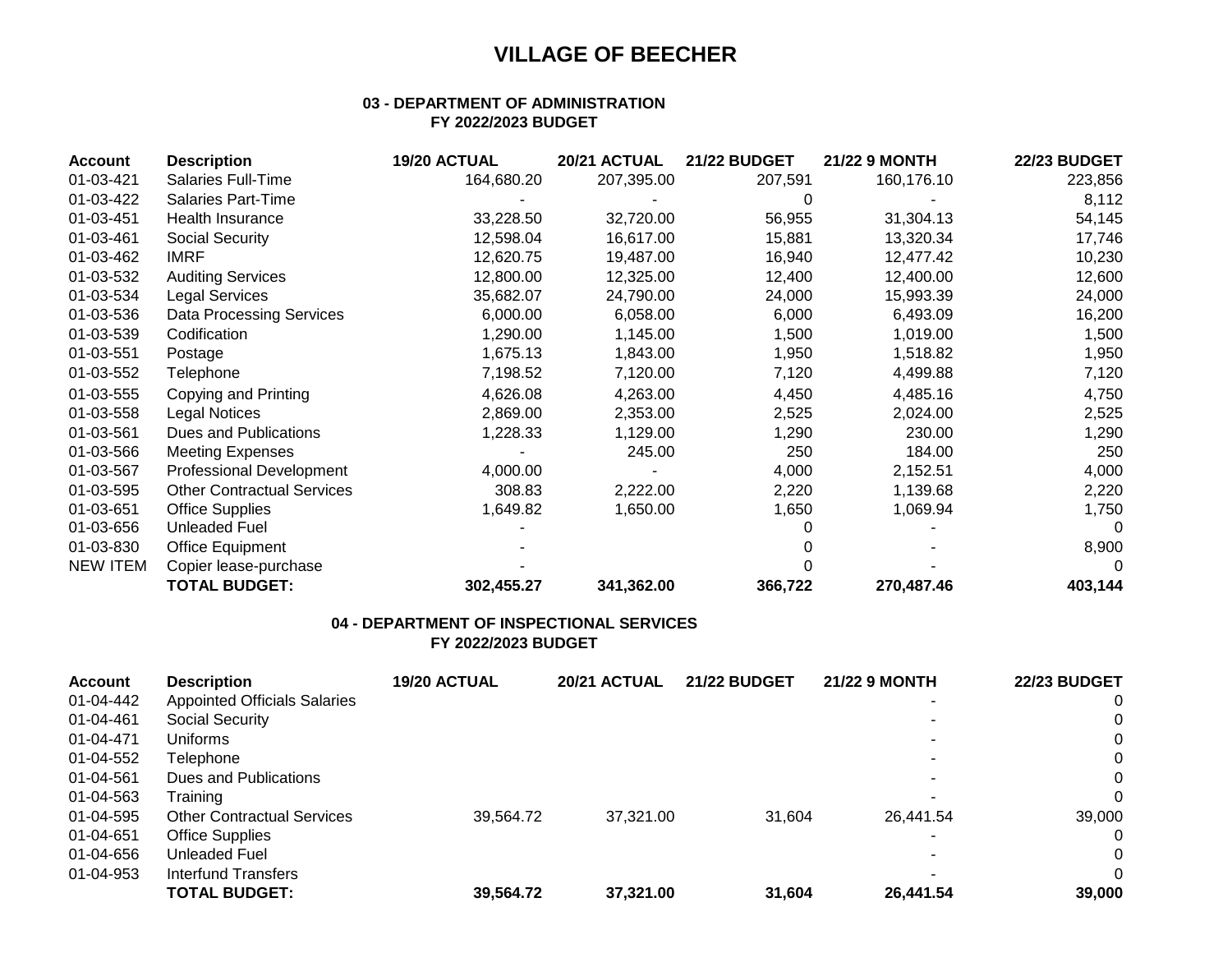# VILLAGE OF BEECHER

## 03 - DEPARTMENT OF ADMINISTRATION
### FY 2022/2023 BUDGET

| Account | Description | 19/20 ACTUAL | 20/21 ACTUAL | 21/22 BUDGET | 21/22 9 MONTH | 22/23 BUDGET |
|---|---|---|---|---|---|---|
| 01-03-421 | Salaries Full-Time | 164,680.20 | 207,395.00 | 207,591 | 160,176.10 | 223,856 |
| 01-03-422 | Salaries Part-Time | - | - | 0 | - | 8,112 |
| 01-03-451 | Health Insurance | 33,228.50 | 32,720.00 | 56,955 | 31,304.13 | 54,145 |
| 01-03-461 | Social Security | 12,598.04 | 16,617.00 | 15,881 | 13,320.34 | 17,746 |
| 01-03-462 | IMRF | 12,620.75 | 19,487.00 | 16,940 | 12,477.42 | 10,230 |
| 01-03-532 | Auditing Services | 12,800.00 | 12,325.00 | 12,400 | 12,400.00 | 12,600 |
| 01-03-534 | Legal Services | 35,682.07 | 24,790.00 | 24,000 | 15,993.39 | 24,000 |
| 01-03-536 | Data Processing Services | 6,000.00 | 6,058.00 | 6,000 | 6,493.09 | 16,200 |
| 01-03-539 | Codification | 1,290.00 | 1,145.00 | 1,500 | 1,019.00 | 1,500 |
| 01-03-551 | Postage | 1,675.13 | 1,843.00 | 1,950 | 1,518.82 | 1,950 |
| 01-03-552 | Telephone | 7,198.52 | 7,120.00 | 7,120 | 4,499.88 | 7,120 |
| 01-03-555 | Copying and Printing | 4,626.08 | 4,263.00 | 4,450 | 4,485.16 | 4,750 |
| 01-03-558 | Legal Notices | 2,869.00 | 2,353.00 | 2,525 | 2,024.00 | 2,525 |
| 01-03-561 | Dues and Publications | 1,228.33 | 1,129.00 | 1,290 | 230.00 | 1,290 |
| 01-03-566 | Meeting Expenses | - | 245.00 | 250 | 184.00 | 250 |
| 01-03-567 | Professional Development | 4,000.00 | - | 4,000 | 2,152.51 | 4,000 |
| 01-03-595 | Other Contractual Services | 308.83 | 2,222.00 | 2,220 | 1,139.68 | 2,220 |
| 01-03-651 | Office Supplies | 1,649.82 | 1,650.00 | 1,650 | 1,069.94 | 1,750 |
| 01-03-656 | Unleaded Fuel | - | | 0 | - | 0 |
| 01-03-830 | Office Equipment | - | | 0 | - | 8,900 |
| NEW ITEM | Copier lease-purchase | - | | 0 | - | 0 |
| | **TOTAL BUDGET:** | **302,455.27** | **341,362.00** | **366,722** | **270,487.46** | **403,144** |

## 04 - DEPARTMENT OF INSPECTIONAL SERVICES
### FY 2022/2023 BUDGET

| Account | Description | 19/20 ACTUAL | 20/21 ACTUAL | 21/22 BUDGET | 21/22 9 MONTH | 22/23 BUDGET |
|---|---|---|---|---|---|---|
| 01-04-442 | Appointed Officials Salaries | | | | - | 0 |
| 01-04-461 | Social Security | | | | - | 0 |
| 01-04-471 | Uniforms | | | | - | 0 |
| 01-04-552 | Telephone | | | | - | 0 |
| 01-04-561 | Dues and Publications | | | | - | 0 |
| 01-04-563 | Training | | | | - | 0 |
| 01-04-595 | Other Contractual Services | 39,564.72 | 37,321.00 | 31,604 | 26,441.54 | 39,000 |
| 01-04-651 | Office Supplies | | | | - | 0 |
| 01-04-656 | Unleaded Fuel | | | | - | 0 |
| 01-04-953 | Interfund Transfers | | | | - | 0 |
| | **TOTAL BUDGET:** | **39,564.72** | **37,321.00** | **31,604** | **26,441.54** | **39,000** |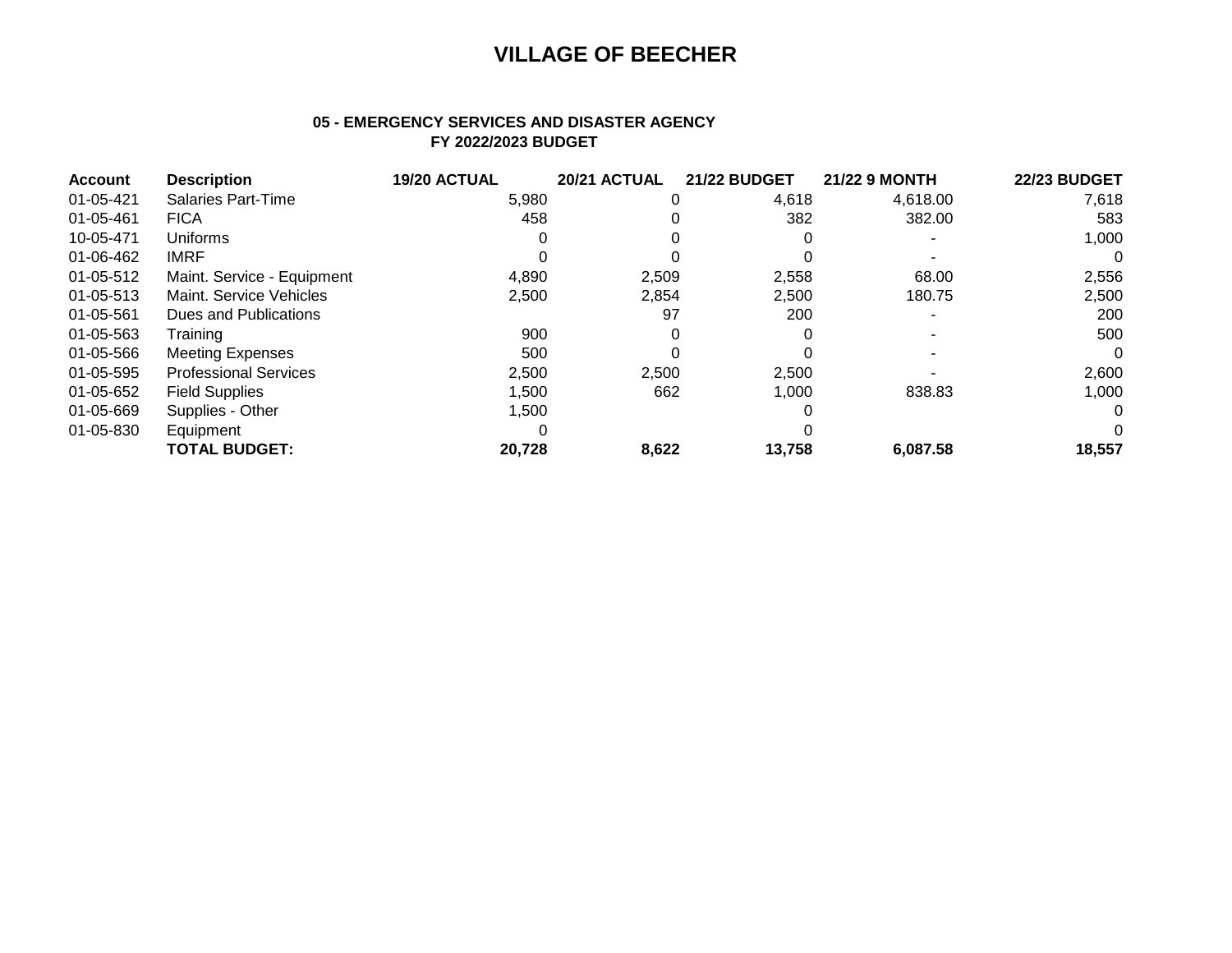# VILLAGE OF BEECHER

### 05 - EMERGENCY SERVICES AND DISASTER AGENCY
### FY 2022/2023 BUDGET

| Account | Description | 19/20 ACTUAL | 20/21 ACTUAL | 21/22 BUDGET | 21/22 9 MONTH | 22/23 BUDGET |
|---|---|---|---|---|---|---|
| 01-05-421 | Salaries Part-Time | 5,980 | 0 | 4,618 | 4,618.00 | 7,618 |
| 01-05-461 | FICA | 458 | 0 | 382 | 382.00 | 583 |
| 10-05-471 | Uniforms | 0 | 0 | 0 | - | 1,000 |
| 01-06-462 | IMRF | 0 | 0 | 0 | - | 0 |
| 01-05-512 | Maint. Service - Equipment | 4,890 | 2,509 | 2,558 | 68.00 | 2,556 |
| 01-05-513 | Maint. Service Vehicles | 2,500 | 2,854 | 2,500 | 180.75 | 2,500 |
| 01-05-561 | Dues and Publications | | 97 | 200 | - | 200 |
| 01-05-563 | Training | 900 | 0 | 0 | - | 500 |
| 01-05-566 | Meeting Expenses | 500 | 0 | 0 | - | 0 |
| 01-05-595 | Professional Services | 2,500 | 2,500 | 2,500 | - | 2,600 |
| 01-05-652 | Field Supplies | 1,500 | 662 | 1,000 | 838.83 | 1,000 |
| 01-05-669 | Supplies - Other | 1,500 | | 0 | | 0 |
| 01-05-830 | Equipment | 0 | | 0 | | 0 |
| | **TOTAL BUDGET:** | **20,728** | **8,622** | **13,758** | **6,087.58** | **18,557** |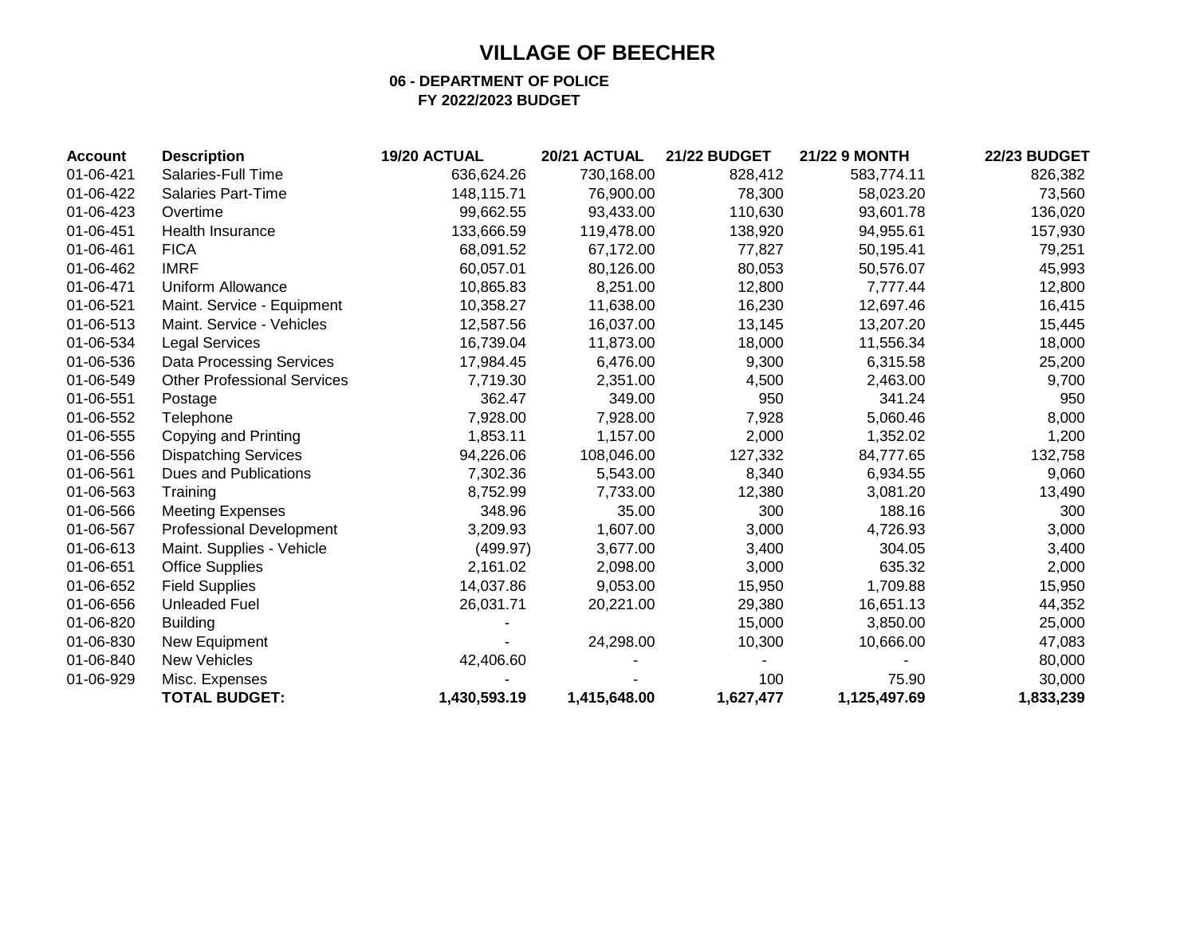# VILLAGE OF BEECHER

## 06 - DEPARTMENT OF POLICE
### FY 2022/2023 BUDGET

| Account | Description | 19/20 ACTUAL | 20/21 ACTUAL | 21/22 BUDGET | 21/22 9 MONTH | 22/23 BUDGET |
|---|---|---|---|---|---|---|
| 01-06-421 | Salaries-Full Time | 636,624.26 | 730,168.00 | 828,412 | 583,774.11 | 826,382 |
| 01-06-422 | Salaries Part-Time | 148,115.71 | 76,900.00 | 78,300 | 58,023.20 | 73,560 |
| 01-06-423 | Overtime | 99,662.55 | 93,433.00 | 110,630 | 93,601.78 | 136,020 |
| 01-06-451 | Health Insurance | 133,666.59 | 119,478.00 | 138,920 | 94,955.61 | 157,930 |
| 01-06-461 | FICA | 68,091.52 | 67,172.00 | 77,827 | 50,195.41 | 79,251 |
| 01-06-462 | IMRF | 60,057.01 | 80,126.00 | 80,053 | 50,576.07 | 45,993 |
| 01-06-471 | Uniform Allowance | 10,865.83 | 8,251.00 | 12,800 | 7,777.44 | 12,800 |
| 01-06-521 | Maint. Service - Equipment | 10,358.27 | 11,638.00 | 16,230 | 12,697.46 | 16,415 |
| 01-06-513 | Maint. Service - Vehicles | 12,587.56 | 16,037.00 | 13,145 | 13,207.20 | 15,445 |
| 01-06-534 | Legal Services | 16,739.04 | 11,873.00 | 18,000 | 11,556.34 | 18,000 |
| 01-06-536 | Data Processing Services | 17,984.45 | 6,476.00 | 9,300 | 6,315.58 | 25,200 |
| 01-06-549 | Other Professional Services | 7,719.30 | 2,351.00 | 4,500 | 2,463.00 | 9,700 |
| 01-06-551 | Postage | 362.47 | 349.00 | 950 | 341.24 | 950 |
| 01-06-552 | Telephone | 7,928.00 | 7,928.00 | 7,928 | 5,060.46 | 8,000 |
| 01-06-555 | Copying and Printing | 1,853.11 | 1,157.00 | 2,000 | 1,352.02 | 1,200 |
| 01-06-556 | Dispatching Services | 94,226.06 | 108,046.00 | 127,332 | 84,777.65 | 132,758 |
| 01-06-561 | Dues and Publications | 7,302.36 | 5,543.00 | 8,340 | 6,934.55 | 9,060 |
| 01-06-563 | Training | 8,752.99 | 7,733.00 | 12,380 | 3,081.20 | 13,490 |
| 01-06-566 | Meeting Expenses | 348.96 | 35.00 | 300 | 188.16 | 300 |
| 01-06-567 | Professional Development | 3,209.93 | 1,607.00 | 3,000 | 4,726.93 | 3,000 |
| 01-06-613 | Maint. Supplies - Vehicle | (499.97) | 3,677.00 | 3,400 | 304.05 | 3,400 |
| 01-06-651 | Office Supplies | 2,161.02 | 2,098.00 | 3,000 | 635.32 | 2,000 |
| 01-06-652 | Field Supplies | 14,037.86 | 9,053.00 | 15,950 | 1,709.88 | 15,950 |
| 01-06-656 | Unleaded Fuel | 26,031.71 | 20,221.00 | 29,380 | 16,651.13 | 44,352 |
| 01-06-820 | Building | - | | 15,000 | 3,850.00 | 25,000 |
| 01-06-830 | New Equipment | - | 24,298.00 | 10,300 | 10,666.00 | 47,083 |
| 01-06-840 | New Vehicles | 42,406.60 | - | - | - | 80,000 |
| 01-06-929 | Misc. Expenses | - | - | 100 | 75.90 | 30,000 |
| | **TOTAL BUDGET:** | **1,430,593.19** | **1,415,648.00** | **1,627,477** | **1,125,497.69** | **1,833,239** |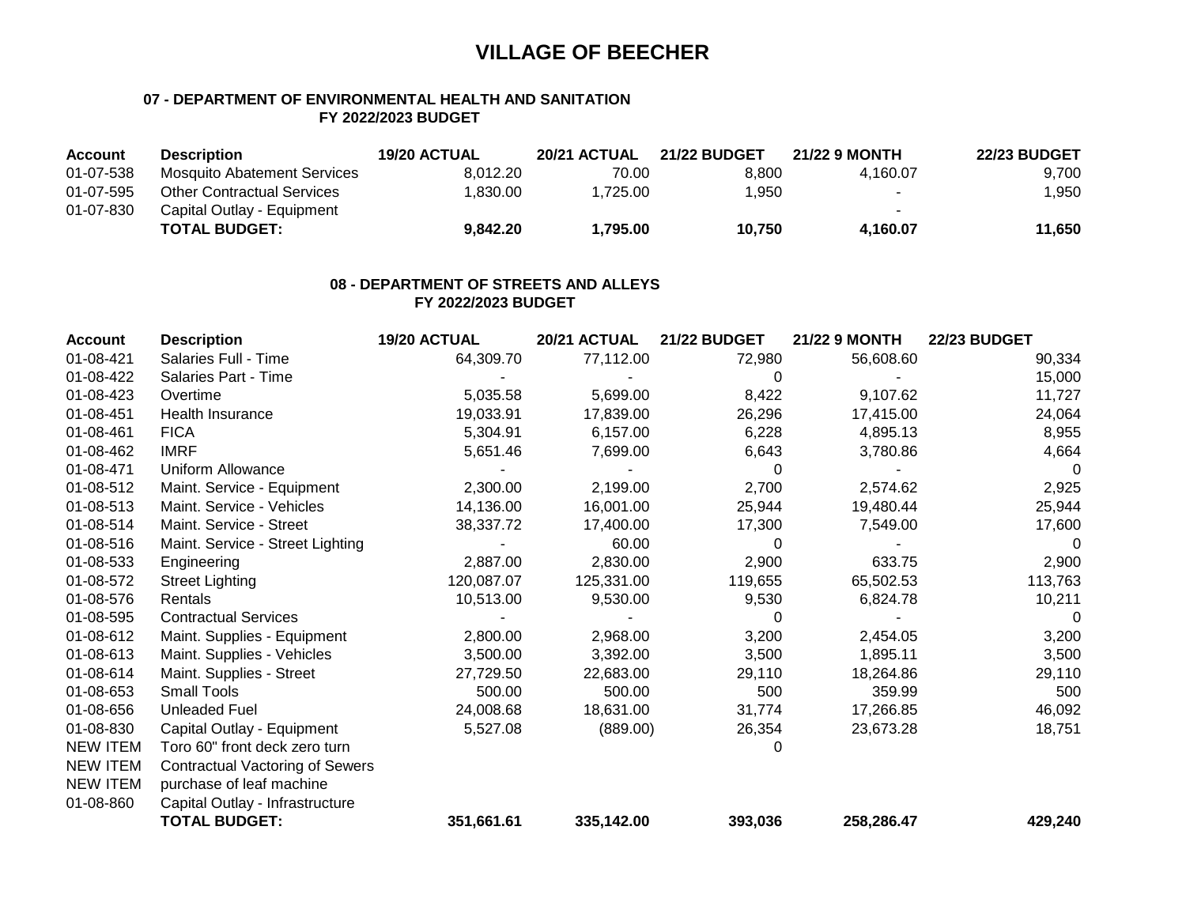# VILLAGE OF BEECHER

### 07 - DEPARTMENT OF ENVIRONMENTAL HEALTH AND SANITATION
### FY 2022/2023 BUDGET

| Account | Description | 19/20 ACTUAL | 20/21 ACTUAL | 21/22 BUDGET | 21/22 9 MONTH | 22/23 BUDGET |
|---|---|---|---|---|---|---|
| 01-07-538 | Mosquito Abatement Services | 8,012.20 | 70.00 | 8,800 | 4,160.07 | 9,700 |
| 01-07-595 | Other Contractual Services | 1,830.00 | 1,725.00 | 1,950 | - | 1,950 |
| 01-07-830 | Capital Outlay - Equipment | | | | - | |
| | **TOTAL BUDGET:** | **9,842.20** | **1,795.00** | **10,750** | **4,160.07** | **11,650** |

### 08 - DEPARTMENT OF STREETS AND ALLEYS
### FY 2022/2023 BUDGET

| Account | Description | 19/20 ACTUAL | 20/21 ACTUAL | 21/22 BUDGET | 21/22 9 MONTH | 22/23 BUDGET |
|---|---|---|---|---|---|---|
| 01-08-421 | Salaries Full - Time | 64,309.70 | 77,112.00 | 72,980 | 56,608.60 | 90,334 |
| 01-08-422 | Salaries Part - Time | - | - | 0 | - | 15,000 |
| 01-08-423 | Overtime | 5,035.58 | 5,699.00 | 8,422 | 9,107.62 | 11,727 |
| 01-08-451 | Health Insurance | 19,033.91 | 17,839.00 | 26,296 | 17,415.00 | 24,064 |
| 01-08-461 | FICA | 5,304.91 | 6,157.00 | 6,228 | 4,895.13 | 8,955 |
| 01-08-462 | IMRF | 5,651.46 | 7,699.00 | 6,643 | 3,780.86 | 4,664 |
| 01-08-471 | Uniform Allowance | - | - | 0 | - | 0 |
| 01-08-512 | Maint. Service - Equipment | 2,300.00 | 2,199.00 | 2,700 | 2,574.62 | 2,925 |
| 01-08-513 | Maint. Service - Vehicles | 14,136.00 | 16,001.00 | 25,944 | 19,480.44 | 25,944 |
| 01-08-514 | Maint. Service - Street | 38,337.72 | 17,400.00 | 17,300 | 7,549.00 | 17,600 |
| 01-08-516 | Maint. Service - Street Lighting | - | 60.00 | 0 | - | 0 |
| 01-08-533 | Engineering | 2,887.00 | 2,830.00 | 2,900 | 633.75 | 2,900 |
| 01-08-572 | Street Lighting | 120,087.07 | 125,331.00 | 119,655 | 65,502.53 | 113,763 |
| 01-08-576 | Rentals | 10,513.00 | 9,530.00 | 9,530 | 6,824.78 | 10,211 |
| 01-08-595 | Contractual Services | - | - | 0 | - | 0 |
| 01-08-612 | Maint. Supplies - Equipment | 2,800.00 | 2,968.00 | 3,200 | 2,454.05 | 3,200 |
| 01-08-613 | Maint. Supplies - Vehicles | 3,500.00 | 3,392.00 | 3,500 | 1,895.11 | 3,500 |
| 01-08-614 | Maint. Supplies - Street | 27,729.50 | 22,683.00 | 29,110 | 18,264.86 | 29,110 |
| 01-08-653 | Small Tools | 500.00 | 500.00 | 500 | 359.99 | 500 |
| 01-08-656 | Unleaded Fuel | 24,008.68 | 18,631.00 | 31,774 | 17,266.85 | 46,092 |
| 01-08-830 | Capital Outlay - Equipment | 5,527.08 | (889.00) | 26,354 | 23,673.28 | 18,751 |
| NEW ITEM | Toro 60" front deck zero turn | | | 0 | | |
| NEW ITEM | Contractual Vactoring of Sewers | | | | | |
| NEW ITEM | purchase of leaf machine | | | | | |
| 01-08-860 | Capital Outlay - Infrastructure | | | | | |
| | **TOTAL BUDGET:** | **351,661.61** | **335,142.00** | **393,036** | **258,286.47** | **429,240** |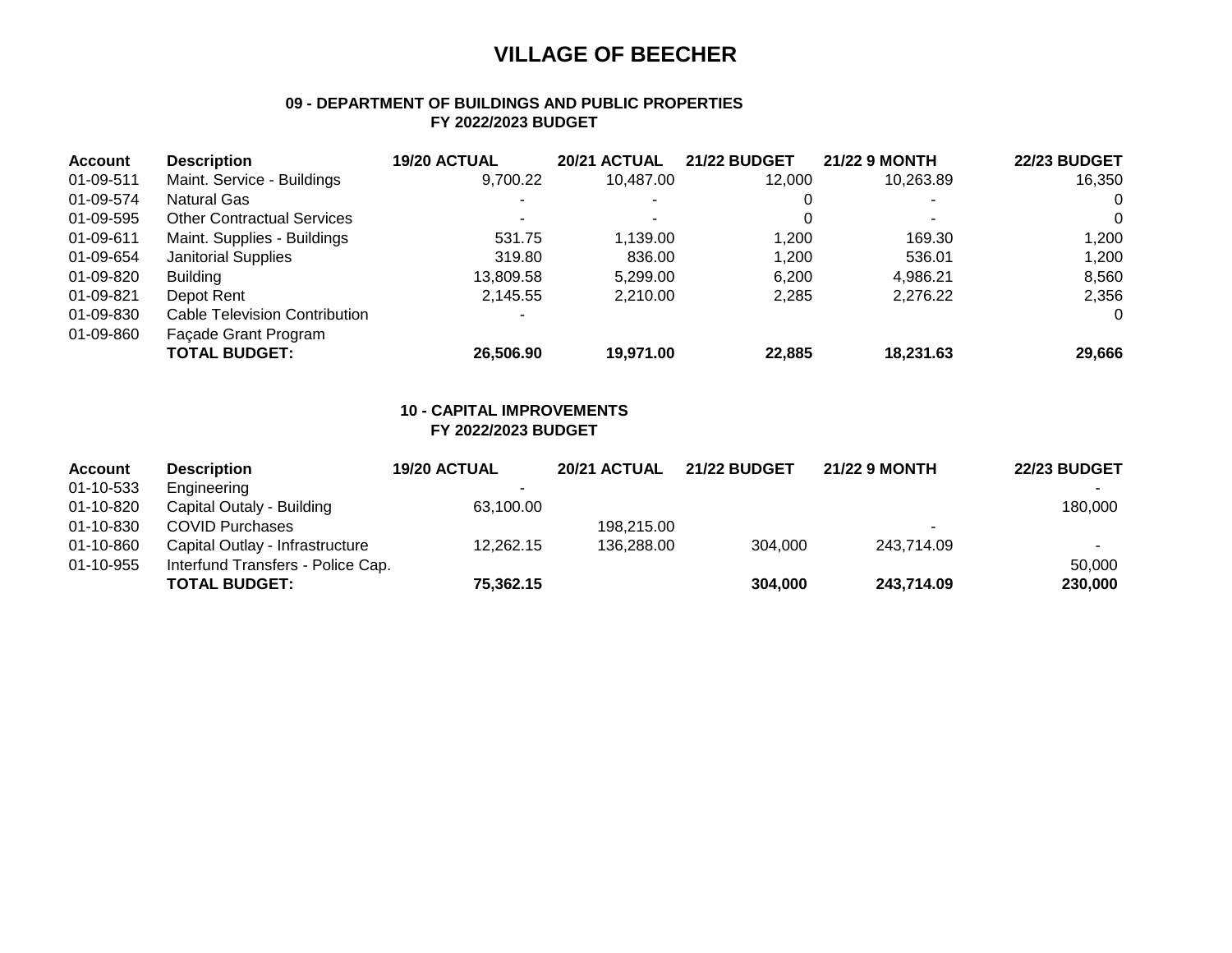# VILLAGE OF BEECHER

### 09 - DEPARTMENT OF BUILDINGS AND PUBLIC PROPERTIES
### FY 2022/2023 BUDGET

| Account | Description | 19/20 ACTUAL | 20/21 ACTUAL | 21/22 BUDGET | 21/22 9 MONTH | 22/23 BUDGET |
|---|---|---|---|---|---|---|
| 01-09-511 | Maint. Service - Buildings | 9,700.22 | 10,487.00 | 12,000 | 10,263.89 | 16,350 |
| 01-09-574 | Natural Gas | - | - | 0 | - | 0 |
| 01-09-595 | Other Contractual Services | - | - | 0 | - | 0 |
| 01-09-611 | Maint. Supplies - Buildings | 531.75 | 1,139.00 | 1,200 | 169.30 | 1,200 |
| 01-09-654 | Janitorial Supplies | 319.80 | 836.00 | 1,200 | 536.01 | 1,200 |
| 01-09-820 | Building | 13,809.58 | 5,299.00 | 6,200 | 4,986.21 | 8,560 |
| 01-09-821 | Depot Rent | 2,145.55 | 2,210.00 | 2,285 | 2,276.22 | 2,356 |
| 01-09-830 | Cable Television Contribution | - | | | | 0 |
| 01-09-860 | Façade Grant Program | | | | | |
| | **TOTAL BUDGET:** | **26,506.90** | **19,971.00** | **22,885** | **18,231.63** | **29,666** |

### 10 - CAPITAL IMPROVEMENTS
### FY 2022/2023 BUDGET

| Account | Description | 19/20 ACTUAL | 20/21 ACTUAL | 21/22 BUDGET | 21/22 9 MONTH | 22/23 BUDGET |
|---|---|---|---|---|---|---|
| 01-10-533 | Engineering | - | | | | - |
| 01-10-820 | Capital Outaly - Building | 63,100.00 | | | | 180,000 |
| 01-10-830 | COVID Purchases | | 198,215.00 | | - | |
| 01-10-860 | Capital Outlay - Infrastructure | 12,262.15 | 136,288.00 | 304,000 | 243,714.09 | - |
| 01-10-955 | Interfund Transfers - Police Cap. | | | | | 50,000 |
| | **TOTAL BUDGET:** | **75,362.15** | | **304,000** | **243,714.09** | **230,000** |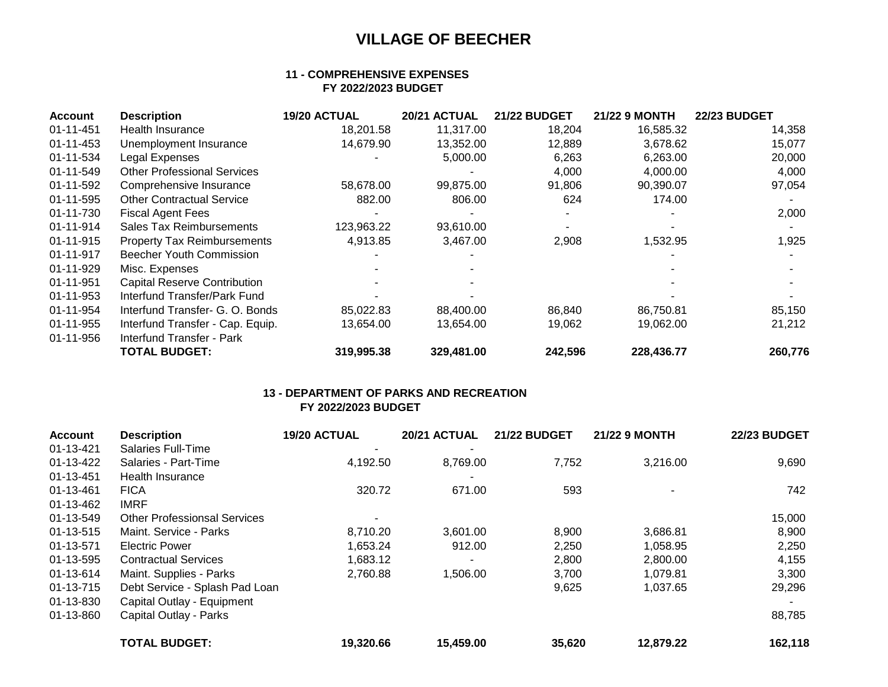# VILLAGE OF BEECHER

### 11 - COMPREHENSIVE EXPENSES
### FY 2022/2023 BUDGET

| Account | Description | 19/20 ACTUAL | 20/21 ACTUAL | 21/22 BUDGET | 21/22 9 MONTH | 22/23 BUDGET |
|---|---|---|---|---|---|---|
| 01-11-451 | Health Insurance | 18,201.58 | 11,317.00 | 18,204 | 16,585.32 | 14,358 |
| 01-11-453 | Unemployment Insurance | 14,679.90 | 13,352.00 | 12,889 | 3,678.62 | 15,077 |
| 01-11-534 | Legal Expenses | - | 5,000.00 | 6,263 | 6,263.00 | 20,000 |
| 01-11-549 | Other Professional Services | | - | 4,000 | 4,000.00 | 4,000 |
| 01-11-592 | Comprehensive Insurance | 58,678.00 | 99,875.00 | 91,806 | 90,390.07 | 97,054 |
| 01-11-595 | Other Contractual Service | 882.00 | 806.00 | 624 | 174.00 | - |
| 01-11-730 | Fiscal Agent Fees | - | - | - | - | 2,000 |
| 01-11-914 | Sales Tax Reimbursements | 123,963.22 | 93,610.00 | - | - | - |
| 01-11-915 | Property Tax Reimbursements | 4,913.85 | 3,467.00 | 2,908 | 1,532.95 | 1,925 |
| 01-11-917 | Beecher Youth Commission | - | - | | - | - |
| 01-11-929 | Misc. Expenses | - | - | | - | - |
| 01-11-951 | Capital Reserve Contribution | - | - | | - | - |
| 01-11-953 | Interfund Transfer/Park Fund | - | - | | - | - |
| 01-11-954 | Interfund Transfer- G. O. Bonds | 85,022.83 | 88,400.00 | 86,840 | 86,750.81 | 85,150 |
| 01-11-955 | Interfund Transfer - Cap. Equip. | 13,654.00 | 13,654.00 | 19,062 | 19,062.00 | 21,212 |
| 01-11-956 | Interfund Transfer - Park | | | | | |
| | **TOTAL BUDGET:** | **319,995.38** | **329,481.00** | **242,596** | **228,436.77** | **260,776** |

### 13 - DEPARTMENT OF PARKS AND RECREATION
### FY 2022/2023 BUDGET

| Account | Description | 19/20 ACTUAL | 20/21 ACTUAL | 21/22 BUDGET | 21/22 9 MONTH | 22/23 BUDGET |
|---|---|---|---|---|---|---|
| 01-13-421 | Salaries Full-Time | - | - | | | |
| 01-13-422 | Salaries - Part-Time | 4,192.50 | 8,769.00 | 7,752 | 3,216.00 | 9,690 |
| 01-13-451 | Health Insurance | | - | | | |
| 01-13-461 | FICA | 320.72 | 671.00 | 593 | - | 742 |
| 01-13-462 | IMRF | | | | | |
| 01-13-549 | Other Professionsal Services | - | | | | 15,000 |
| 01-13-515 | Maint. Service - Parks | 8,710.20 | 3,601.00 | 8,900 | 3,686.81 | 8,900 |
| 01-13-571 | Electric Power | 1,653.24 | 912.00 | 2,250 | 1,058.95 | 2,250 |
| 01-13-595 | Contractual Services | 1,683.12 | - | 2,800 | 2,800.00 | 4,155 |
| 01-13-614 | Maint. Supplies - Parks | 2,760.88 | 1,506.00 | 3,700 | 1,079.81 | 3,300 |
| 01-13-715 | Debt Service - Splash Pad Loan | | | 9,625 | 1,037.65 | 29,296 |
| 01-13-830 | Capital Outlay - Equipment | | | | | - |
| 01-13-860 | Capital Outlay - Parks | | | | | 88,785 |
| | **TOTAL BUDGET:** | **19,320.66** | **15,459.00** | **35,620** | **12,879.22** | **162,118** |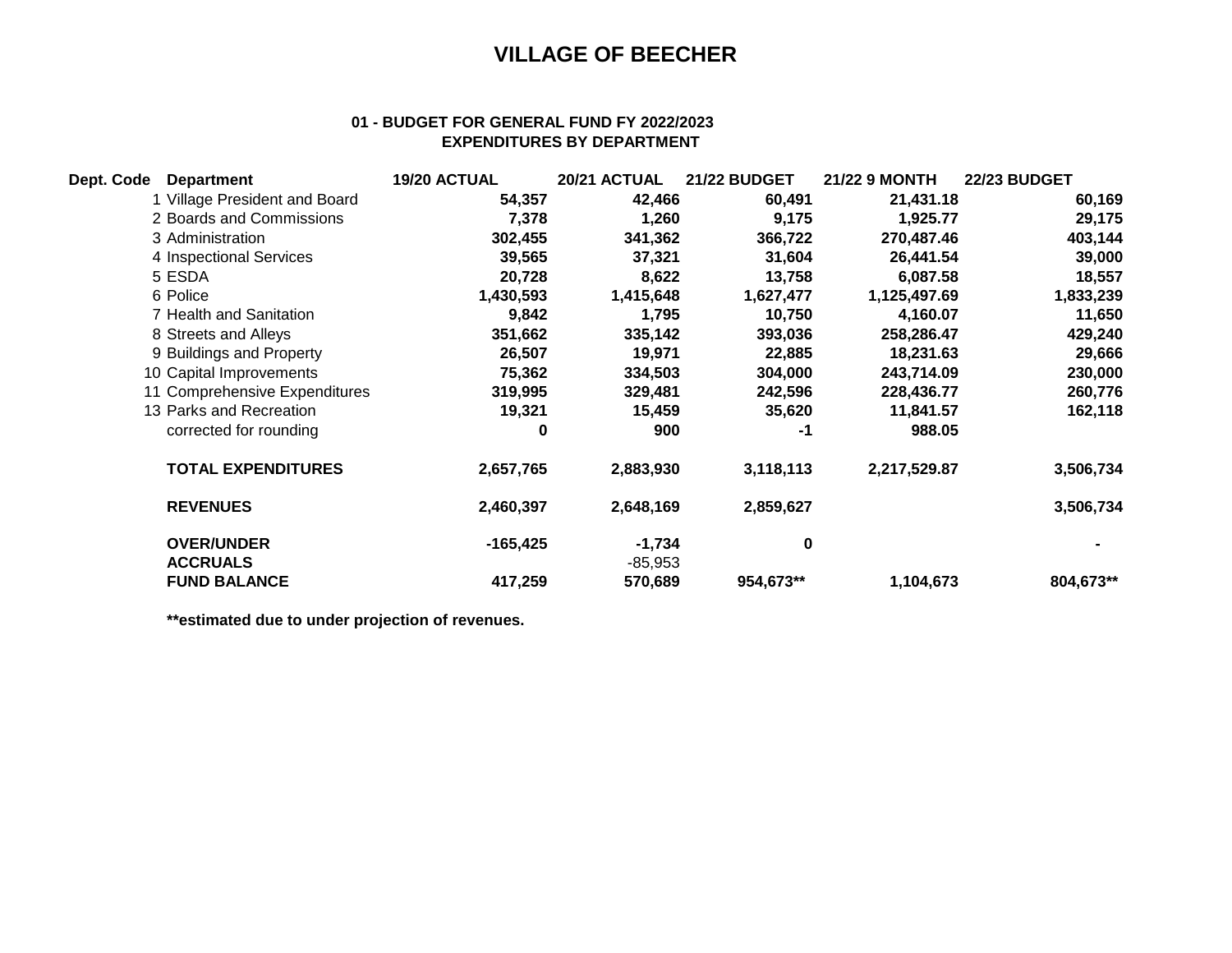# VILLAGE OF BEECHER

### 01 - BUDGET FOR GENERAL FUND FY 2022/2023
### EXPENDITURES BY DEPARTMENT

| Dept. Code | Department | 19/20 ACTUAL | 20/21 ACTUAL | 21/22 BUDGET | 21/22 9 MONTH | 22/23 BUDGET |
|---|---|---|---|---|---|---|
| 1 | Village President and Board | **54,357** | **42,466** | **60,491** | **21,431.18** | **60,169** |
| 2 | Boards and Commissions | **7,378** | **1,260** | **9,175** | **1,925.77** | **29,175** |
| 3 | Administration | **302,455** | **341,362** | **366,722** | **270,487.46** | **403,144** |
| 4 | Inspectional Services | **39,565** | **37,321** | **31,604** | **26,441.54** | **39,000** |
| 5 | ESDA | **20,728** | **8,622** | **13,758** | **6,087.58** | **18,557** |
| 6 | Police | **1,430,593** | **1,415,648** | **1,627,477** | **1,125,497.69** | **1,833,239** |
| 7 | Health and Sanitation | **9,842** | **1,795** | **10,750** | **4,160.07** | **11,650** |
| 8 | Streets and Alleys | **351,662** | **335,142** | **393,036** | **258,286.47** | **429,240** |
| 9 | Buildings and Property | **26,507** | **19,971** | **22,885** | **18,231.63** | **29,666** |
| 10 | Capital Improvements | **75,362** | **334,503** | **304,000** | **243,714.09** | **230,000** |
| 11 | Comprehensive Expenditures | **319,995** | **329,481** | **242,596** | **228,436.77** | **260,776** |
| 13 | Parks and Recreation | **19,321** | **15,459** | **35,620** | **11,841.57** | **162,118** |
| | corrected for rounding | **0** | **900** | **-1** | **988.05** | |
| | **TOTAL EXPENDITURES** | **2,657,765** | **2,883,930** | **3,118,113** | **2,217,529.87** | **3,506,734** |
| | **REVENUES** | **2,460,397** | **2,648,169** | **2,859,627** | | **3,506,734** |
| | **OVER/UNDER** | **-165,425** | **-1,734** | **0** | | **-** |
| | **ACCRUALS** | | -85,953 | | | |
| | **FUND BALANCE** | **417,259** | **570,689** | **954,673**** | **1,104,673** | **804,673**** |

**\*\*estimated due to under projection of revenues.**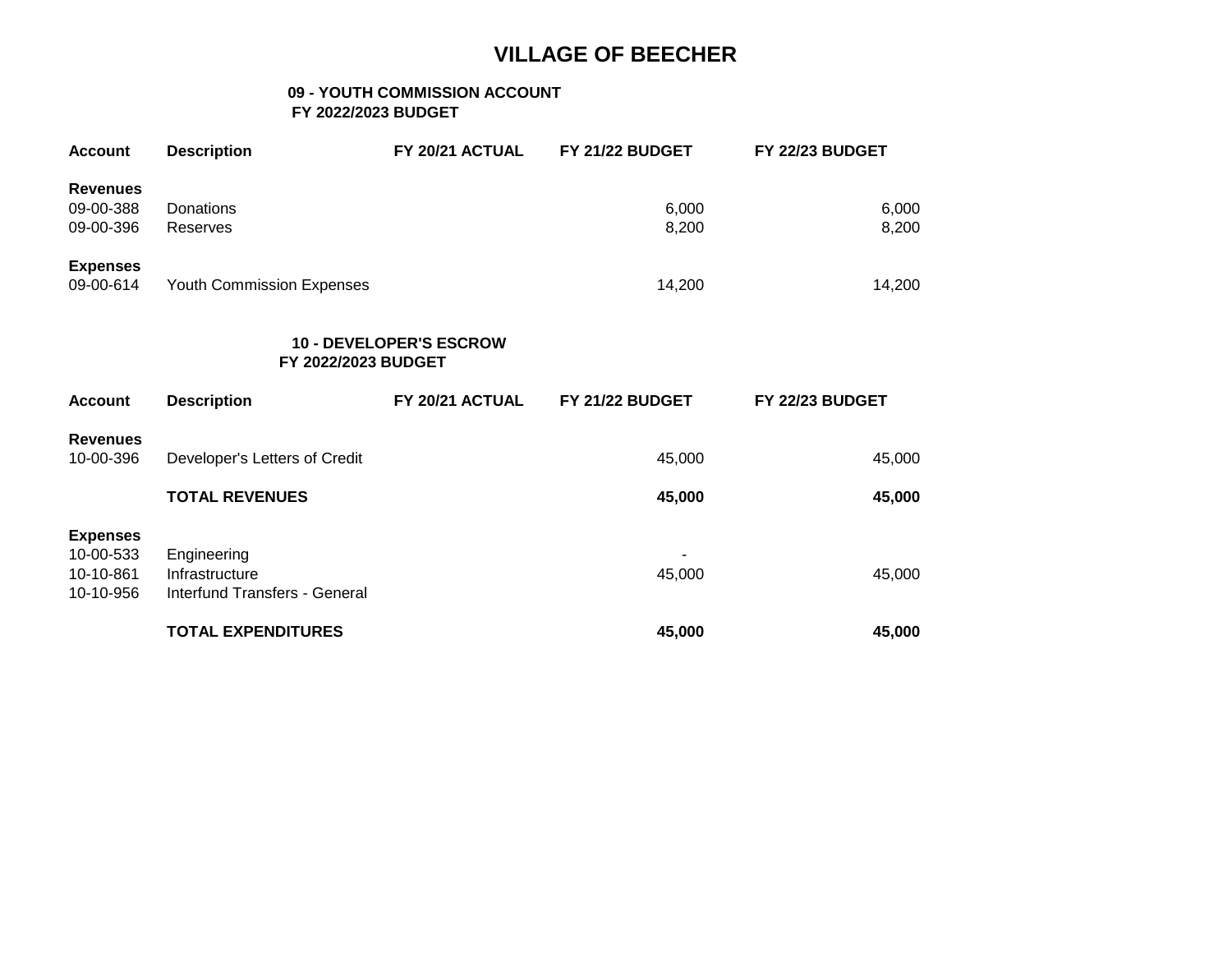# VILLAGE OF BEECHER

## 09 - YOUTH COMMISSION ACCOUNT
### FY 2022/2023 BUDGET

| Account | Description | FY 20/21 ACTUAL | FY 21/22 BUDGET | FY 22/23 BUDGET |
|---|---|---|---|---|
| **Revenues** | | | | |
| 09-00-388 | Donations | | 6,000 | 6,000 |
| 09-00-396 | Reserves | | 8,200 | 8,200 |
| **Expenses** | | | | |
| 09-00-614 | Youth Commission Expenses | | 14,200 | 14,200 |

## 10 - DEVELOPER'S ESCROW
### FY 2022/2023 BUDGET

| Account | Description | FY 20/21 ACTUAL | FY 21/22 BUDGET | FY 22/23 BUDGET |
|---|---|---|---|---|
| **Revenues** | | | | |
| 10-00-396 | Developer's Letters of Credit | | 45,000 | 45,000 |
| | **TOTAL REVENUES** | | **45,000** | **45,000** |
| **Expenses** | | | | |
| 10-00-533 | Engineering | | - | |
| 10-10-861 | Infrastructure | | 45,000 | 45,000 |
| 10-10-956 | Interfund Transfers - General | | | |
| | **TOTAL EXPENDITURES** | | **45,000** | **45,000** |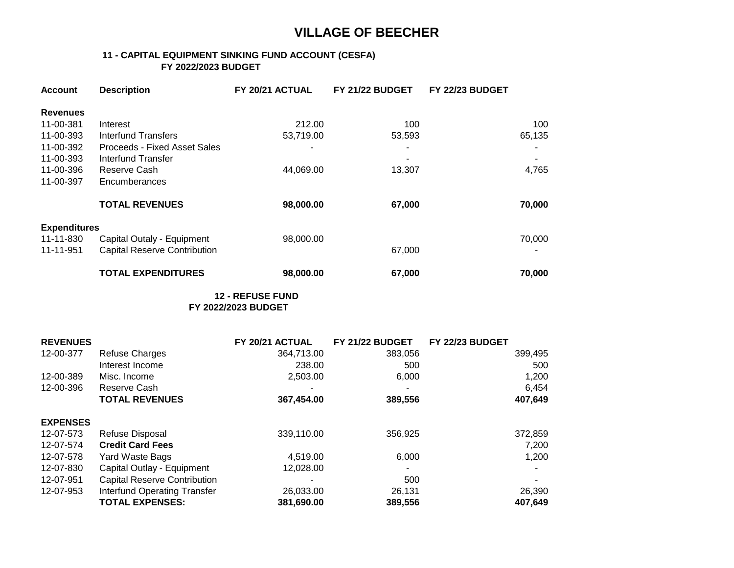# VILLAGE OF BEECHER

## 11 - CAPITAL EQUIPMENT SINKING FUND ACCOUNT (CESFA)
### FY 2022/2023 BUDGET

| Account | Description | FY 20/21 ACTUAL | FY 21/22 BUDGET | FY 22/23 BUDGET |
|---|---|---|---|---|
| **Revenues** | | | | |
| 11-00-381 | Interest | 212.00 | 100 | 100 |
| 11-00-393 | Interfund Transfers | 53,719.00 | 53,593 | 65,135 |
| 11-00-392 | Proceeds - Fixed Asset Sales | - | - | - |
| 11-00-393 | Interfund Transfer | | - | - |
| 11-00-396 | Reserve Cash | 44,069.00 | 13,307 | 4,765 |
| 11-00-397 | Encumberances | | | |
| | **TOTAL REVENUES** | **98,000.00** | **67,000** | **70,000** |
| **Expenditures** | | | | |
| 11-11-830 | Capital Outaly - Equipment | 98,000.00 | | 70,000 |
| 11-11-951 | Capital Reserve Contribution | | 67,000 | - |
| | **TOTAL EXPENDITURES** | **98,000.00** | **67,000** | **70,000** |

## 12 - REFUSE FUND
### FY 2022/2023 BUDGET

| **REVENUES** | | FY 20/21 ACTUAL | FY 21/22 BUDGET | FY 22/23 BUDGET |
|---|---|---|---|---|
| 12-00-377 | Refuse Charges | 364,713.00 | 383,056 | 399,495 |
| | Interest Income | 238.00 | 500 | 500 |
| 12-00-389 | Misc. Income | 2,503.00 | 6,000 | 1,200 |
| 12-00-396 | Reserve Cash | - | - | 6,454 |
| | **TOTAL REVENUES** | **367,454.00** | **389,556** | **407,649** |
| **EXPENSES** | | | | |
| 12-07-573 | Refuse Disposal | 339,110.00 | 356,925 | 372,859 |
| 12-07-574 | **Credit Card Fees** | | | 7,200 |
| 12-07-578 | Yard Waste Bags | 4,519.00 | 6,000 | 1,200 |
| 12-07-830 | Capital Outlay - Equipment | 12,028.00 | - | - |
| 12-07-951 | Capital Reserve Contribution | - | 500 | - |
| 12-07-953 | Interfund Operating Transfer | 26,033.00 | 26,131 | 26,390 |
| | **TOTAL EXPENSES:** | **381,690.00** | **389,556** | **407,649** |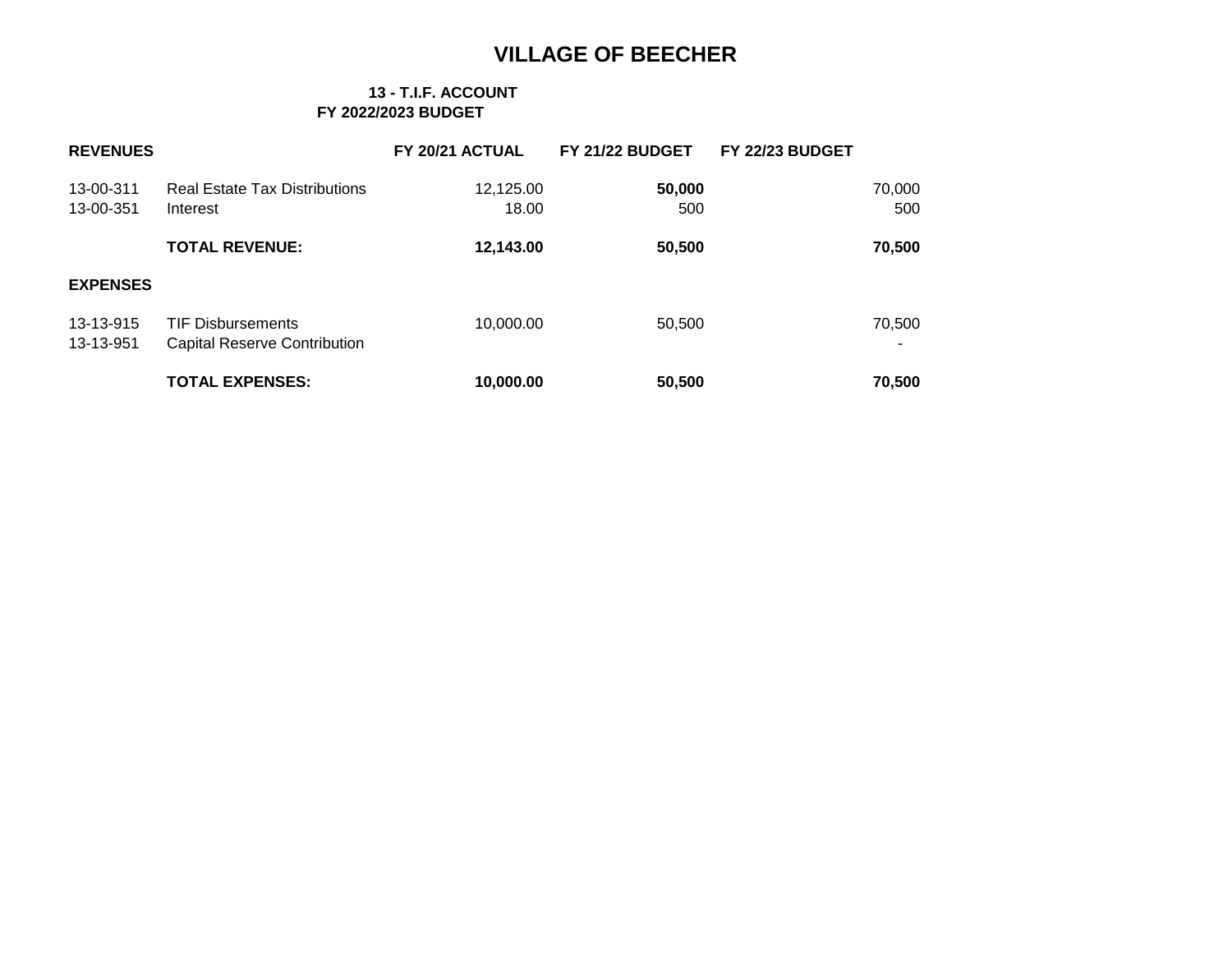# VILLAGE OF BEECHER

**13 - T.I.F. ACCOUNT**
**FY 2022/2023 BUDGET**

| **REVENUES** | | **FY 20/21 ACTUAL** | **FY 21/22 BUDGET** | **FY 22/23 BUDGET** |
|---|---|---|---|---|
| 13-00-311 | Real Estate Tax Distributions | 12,125.00 | **50,000** | 70,000 |
| 13-00-351 | Interest | 18.00 | 500 | 500 |
| | **TOTAL REVENUE:** | **12,143.00** | **50,500** | **70,500** |
| **EXPENSES** | | | | |
| 13-13-915 | TIF Disbursements | 10,000.00 | 50,500 | 70,500 |
| 13-13-951 | Capital Reserve Contribution | | | - |
| | **TOTAL EXPENSES:** | **10,000.00** | **50,500** | **70,500** |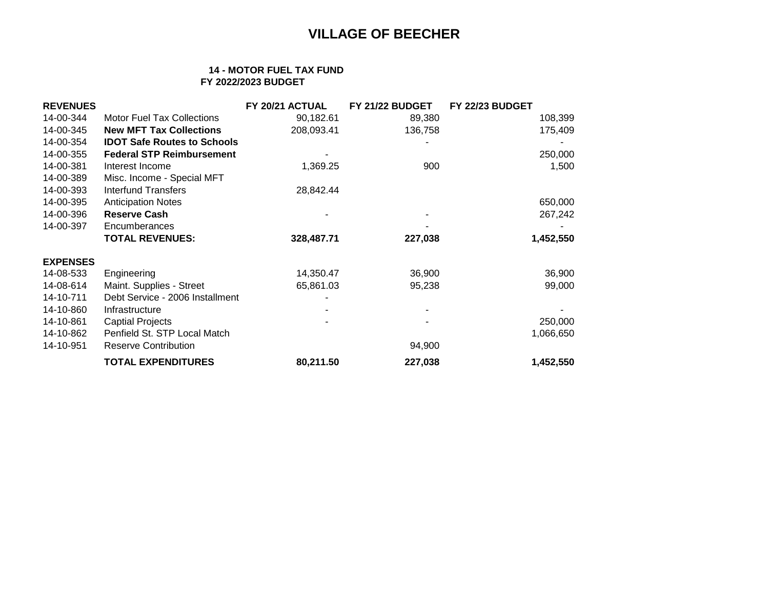# VILLAGE OF BEECHER

### 14 - MOTOR FUEL TAX FUND
### FY 2022/2023 BUDGET

| **REVENUES** | | **FY 20/21 ACTUAL** | **FY 21/22 BUDGET** | **FY 22/23 BUDGET** |
|---|---|---|---|---|
| 14-00-344 | Motor Fuel Tax Collections | 90,182.61 | 89,380 | 108,399 |
| 14-00-345 | **New MFT Tax Collections** | 208,093.41 | 136,758 | 175,409 |
| 14-00-354 | **IDOT Safe Routes to Schools** | | - | - |
| 14-00-355 | **Federal STP Reimbursement** | - | | 250,000 |
| 14-00-381 | Interest Income | 1,369.25 | 900 | 1,500 |
| 14-00-389 | Misc. Income - Special MFT | | | |
| 14-00-393 | Interfund Transfers | 28,842.44 | | |
| 14-00-395 | Anticipation Notes | | | 650,000 |
| 14-00-396 | **Reserve Cash** | - | - | 267,242 |
| 14-00-397 | Encumberances | | - | - |
| | **TOTAL REVENUES:** | **328,487.71** | **227,038** | **1,452,550** |
| **EXPENSES** | | | | |
| 14-08-533 | Engineering | 14,350.47 | 36,900 | 36,900 |
| 14-08-614 | Maint. Supplies - Street | 65,861.03 | 95,238 | 99,000 |
| 14-10-711 | Debt Service - 2006 Installment | - | | |
| 14-10-860 | Infrastructure | - | - | - |
| 14-10-861 | Captial Projects | - | - | 250,000 |
| 14-10-862 | Penfield St. STP Local Match | | | 1,066,650 |
| 14-10-951 | Reserve Contribution | | 94,900 | |
| | **TOTAL EXPENDITURES** | **80,211.50** | **227,038** | **1,452,550** |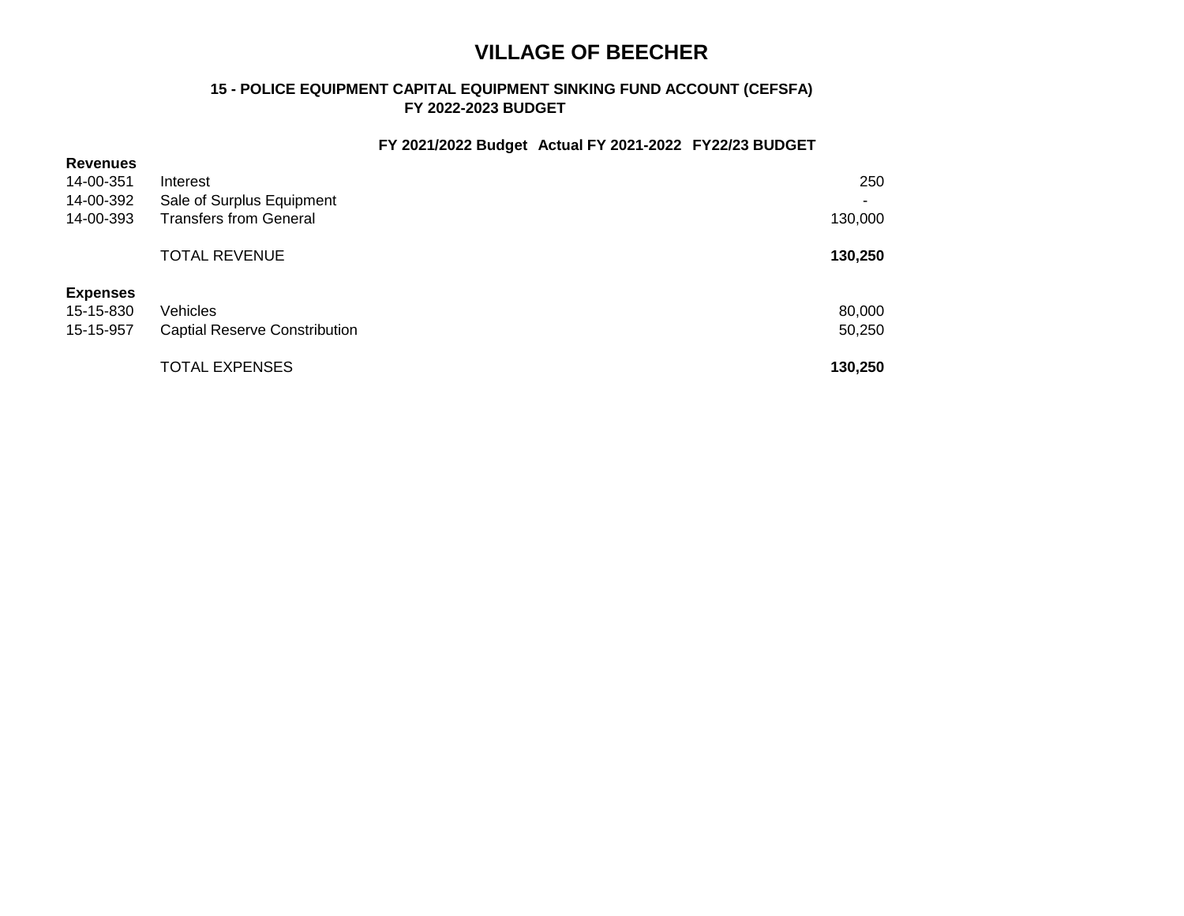# VILLAGE OF BEECHER

### 15 - POLICE EQUIPMENT CAPITAL EQUIPMENT SINKING FUND ACCOUNT (CEFSFA)
### FY 2022-2023 BUDGET

| | | FY 2021/2022 Budget | Actual FY 2021-2022 | FY22/23 BUDGET |
|---|---|---|---|---|
| **Revenues** | | | | |
| 14-00-351 | Interest | | | 250 |
| 14-00-392 | Sale of Surplus Equipment | | | - |
| 14-00-393 | Transfers from General | | | 130,000 |
| | TOTAL REVENUE | | | **130,250** |
| **Expenses** | | | | |
| 15-15-830 | Vehicles | | | 80,000 |
| 15-15-957 | Captial Reserve Constribution | | | 50,250 |
| | TOTAL EXPENSES | | | **130,250** |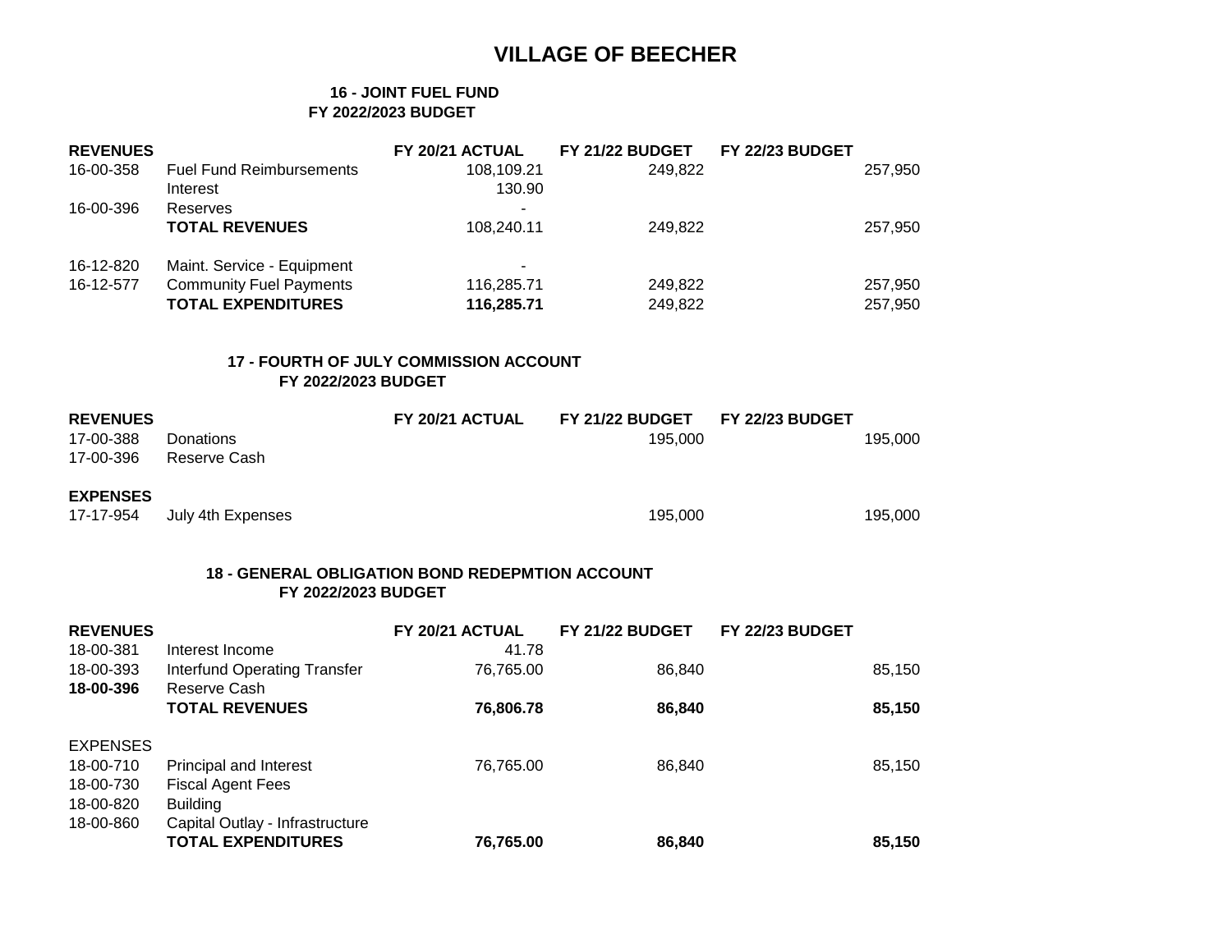# VILLAGE OF BEECHER

## 16 - JOINT FUEL FUND
### FY 2022/2023 BUDGET

| REVENUES | | FY 20/21 ACTUAL | FY 21/22 BUDGET | FY 22/23 BUDGET |
|---|---|---|---|---|
| 16-00-358 | Fuel Fund Reimbursements | 108,109.21 | 249,822 | 257,950 |
| | Interest | 130.90 | | |
| 16-00-396 | Reserves | - | | |
| | **TOTAL REVENUES** | 108,240.11 | 249,822 | 257,950 |
| | | | | |
| 16-12-820 | Maint. Service - Equipment | - | | |
| 16-12-577 | Community Fuel Payments | 116,285.71 | 249,822 | 257,950 |
| | **TOTAL EXPENDITURES** | **116,285.71** | 249,822 | 257,950 |

## 17 - FOURTH OF JULY COMMISSION ACCOUNT
### FY 2022/2023 BUDGET

| REVENUES | | FY 20/21 ACTUAL | FY 21/22 BUDGET | FY 22/23 BUDGET |
|---|---|---|---|---|
| 17-00-388 | Donations | | 195,000 | 195,000 |
| 17-00-396 | Reserve Cash | | | |
| | | | | |
| **EXPENSES** | | | | |
| 17-17-954 | July 4th Expenses | | 195,000 | 195,000 |

## 18 - GENERAL OBLIGATION BOND REDEPMTION ACCOUNT
### FY 2022/2023 BUDGET

| REVENUES | | FY 20/21 ACTUAL | FY 21/22 BUDGET | FY 22/23 BUDGET |
|---|---|---|---|---|
| 18-00-381 | Interest Income | 41.78 | | |
| 18-00-393 | Interfund Operating Transfer | 76,765.00 | 86,840 | 85,150 |
| **18-00-396** | Reserve Cash | | | |
| | **TOTAL REVENUES** | **76,806.78** | **86,840** | **85,150** |
| | | | | |
| EXPENSES | | | | |
| 18-00-710 | Principal and Interest | 76,765.00 | 86,840 | 85,150 |
| 18-00-730 | Fiscal Agent Fees | | | |
| 18-00-820 | Building | | | |
| 18-00-860 | Capital Outlay - Infrastructure | | | |
| | **TOTAL EXPENDITURES** | **76,765.00** | **86,840** | **85,150** |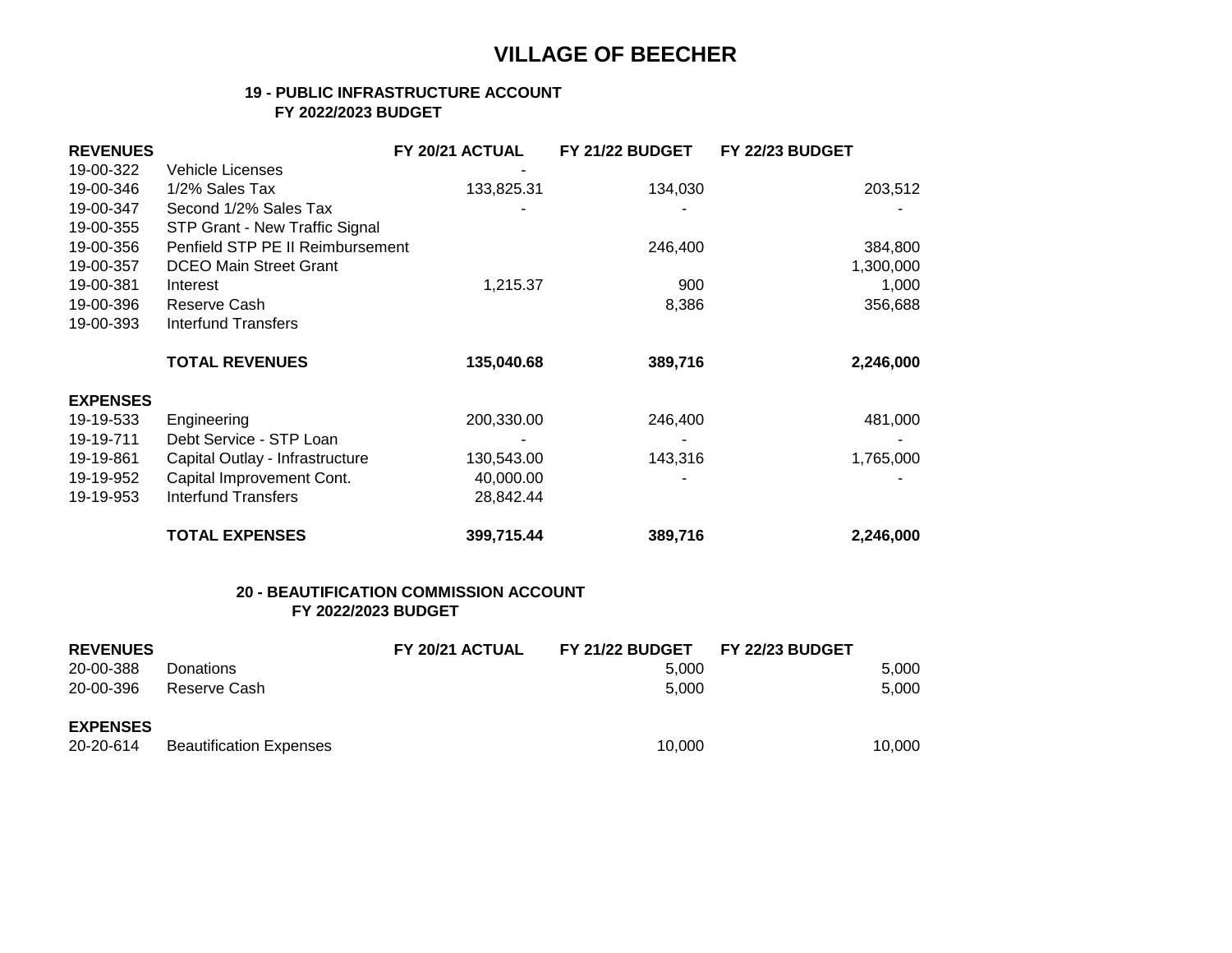# VILLAGE OF BEECHER

### 19 - PUBLIC INFRASTRUCTURE ACCOUNT
### FY 2022/2023 BUDGET

| REVENUES | | FY 20/21 ACTUAL | FY 21/22 BUDGET | FY 22/23 BUDGET |
|---|---|---|---|---|
| 19-00-322 | Vehicle Licenses | - | | |
| 19-00-346 | 1/2% Sales Tax | 133,825.31 | 134,030 | 203,512 |
| 19-00-347 | Second 1/2% Sales Tax | - | - | - |
| 19-00-355 | STP Grant - New Traffic Signal | | | |
| 19-00-356 | Penfield STP PE II Reimbursement | | 246,400 | 384,800 |
| 19-00-357 | DCEO Main Street Grant | | | 1,300,000 |
| 19-00-381 | Interest | 1,215.37 | 900 | 1,000 |
| 19-00-396 | Reserve Cash | | 8,386 | 356,688 |
| 19-00-393 | Interfund Transfers | | | |
| | **TOTAL REVENUES** | **135,040.68** | **389,716** | **2,246,000** |
| **EXPENSES** | | | | |
| 19-19-533 | Engineering | 200,330.00 | 246,400 | 481,000 |
| 19-19-711 | Debt Service - STP Loan | - | - | - |
| 19-19-861 | Capital Outlay - Infrastructure | 130,543.00 | 143,316 | 1,765,000 |
| 19-19-952 | Capital Improvement Cont. | 40,000.00 | - | - |
| 19-19-953 | Interfund Transfers | 28,842.44 | | |
| | **TOTAL EXPENSES** | **399,715.44** | **389,716** | **2,246,000** |

### 20 - BEAUTIFICATION COMMISSION ACCOUNT
### FY 2022/2023 BUDGET

| REVENUES | | FY 20/21 ACTUAL | FY 21/22 BUDGET | FY 22/23 BUDGET |
|---|---|---|---|---|
| 20-00-388 | Donations | | 5,000 | 5,000 |
| 20-00-396 | Reserve Cash | | 5,000 | 5,000 |
| **EXPENSES** | | | | |
| 20-20-614 | Beautification Expenses | | 10,000 | 10,000 |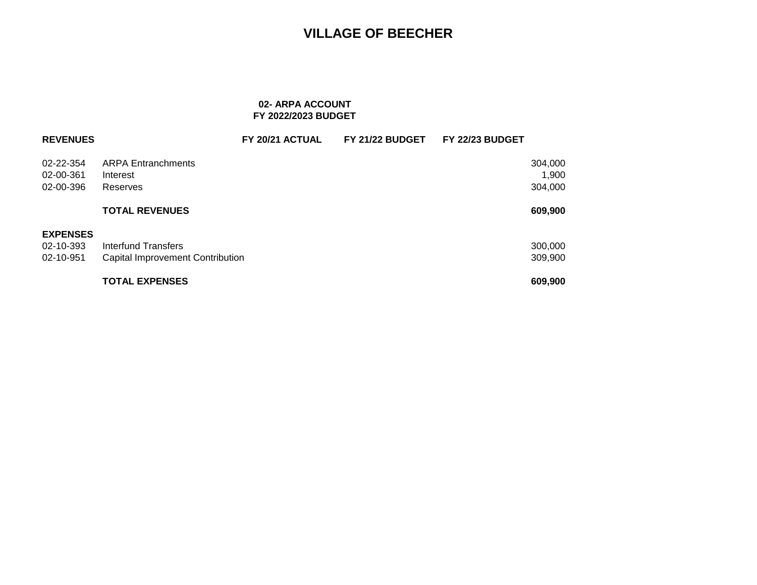# VILLAGE OF BEECHER

### 02- ARPA ACCOUNT
### FY 2022/2023 BUDGET

| REVENUES | | FY 20/21 ACTUAL | FY 21/22 BUDGET | FY 22/23 BUDGET |
|---|---|---|---|---|
| 02-22-354 | ARPA Entranchments | | | 304,000 |
| 02-00-361 | Interest | | | 1,900 |
| 02-00-396 | Reserves | | | 304,000 |
| | **TOTAL REVENUES** | | | **609,900** |
| **EXPENSES** | | | | |
| 02-10-393 | Interfund Transfers | | | 300,000 |
| 02-10-951 | Capital Improvement Contribution | | | 309,900 |
| | **TOTAL EXPENSES** | | | **609,900** |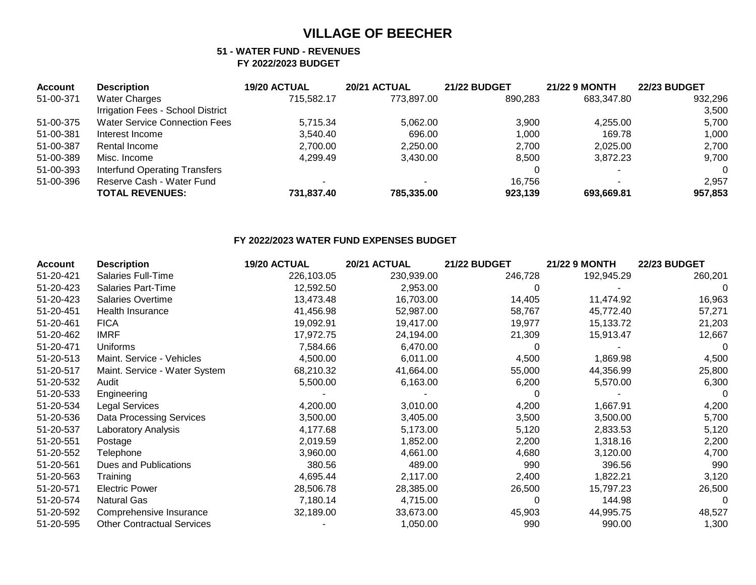# VILLAGE OF BEECHER

## 51 - WATER FUND - REVENUES

### FY 2022/2023 BUDGET

| Account | Description | 19/20 ACTUAL | 20/21 ACTUAL | 21/22 BUDGET | 21/22 9 MONTH | 22/23 BUDGET |
|---|---|---|---|---|---|---|
| 51-00-371 | Water Charges | 715,582.17 | 773,897.00 | 890,283 | 683,347.80 | 932,296 |
| | Irrigation Fees - School District | | | | | 3,500 |
| 51-00-375 | Water Service Connection Fees | 5,715.34 | 5,062.00 | 3,900 | 4,255.00 | 5,700 |
| 51-00-381 | Interest Income | 3,540.40 | 696.00 | 1,000 | 169.78 | 1,000 |
| 51-00-387 | Rental Income | 2,700.00 | 2,250.00 | 2,700 | 2,025.00 | 2,700 |
| 51-00-389 | Misc. Income | 4,299.49 | 3,430.00 | 8,500 | 3,872.23 | 9,700 |
| 51-00-393 | Interfund Operating Transfers | | | 0 | - | 0 |
| 51-00-396 | Reserve Cash - Water Fund | - | - | 16,756 | - | 2,957 |
| | **TOTAL REVENUES:** | **731,837.40** | **785,335.00** | **923,139** | **693,669.81** | **957,853** |

### FY 2022/2023 WATER FUND EXPENSES BUDGET

| Account | Description | 19/20 ACTUAL | 20/21 ACTUAL | 21/22 BUDGET | 21/22 9 MONTH | 22/23 BUDGET |
|---|---|---|---|---|---|---|
| 51-20-421 | Salaries Full-Time | 226,103.05 | 230,939.00 | 246,728 | 192,945.29 | 260,201 |
| 51-20-423 | Salaries Part-Time | 12,592.50 | 2,953.00 | 0 | - | 0 |
| 51-20-423 | Salaries Overtime | 13,473.48 | 16,703.00 | 14,405 | 11,474.92 | 16,963 |
| 51-20-451 | Health Insurance | 41,456.98 | 52,987.00 | 58,767 | 45,772.40 | 57,271 |
| 51-20-461 | FICA | 19,092.91 | 19,417.00 | 19,977 | 15,133.72 | 21,203 |
| 51-20-462 | IMRF | 17,972.75 | 24,194.00 | 21,309 | 15,913.47 | 12,667 |
| 51-20-471 | Uniforms | 7,584.66 | 6,470.00 | 0 | - | 0 |
| 51-20-513 | Maint. Service - Vehicles | 4,500.00 | 6,011.00 | 4,500 | 1,869.98 | 4,500 |
| 51-20-517 | Maint. Service - Water System | 68,210.32 | 41,664.00 | 55,000 | 44,356.99 | 25,800 |
| 51-20-532 | Audit | 5,500.00 | 6,163.00 | 6,200 | 5,570.00 | 6,300 |
| 51-20-533 | Engineering | - | - | 0 | - | 0 |
| 51-20-534 | Legal Services | 4,200.00 | 3,010.00 | 4,200 | 1,667.91 | 4,200 |
| 51-20-536 | Data Processing Services | 3,500.00 | 3,405.00 | 3,500 | 3,500.00 | 5,700 |
| 51-20-537 | Laboratory Analysis | 4,177.68 | 5,173.00 | 5,120 | 2,833.53 | 5,120 |
| 51-20-551 | Postage | 2,019.59 | 1,852.00 | 2,200 | 1,318.16 | 2,200 |
| 51-20-552 | Telephone | 3,960.00 | 4,661.00 | 4,680 | 3,120.00 | 4,700 |
| 51-20-561 | Dues and Publications | 380.56 | 489.00 | 990 | 396.56 | 990 |
| 51-20-563 | Training | 4,695.44 | 2,117.00 | 2,400 | 1,822.21 | 3,120 |
| 51-20-571 | Electric Power | 28,506.78 | 28,385.00 | 26,500 | 15,797.23 | 26,500 |
| 51-20-574 | Natural Gas | 7,180.14 | 4,715.00 | 0 | 144.98 | 0 |
| 51-20-592 | Comprehensive Insurance | 32,189.00 | 33,673.00 | 45,903 | 44,995.75 | 48,527 |
| 51-20-595 | Other Contractual Services | - | 1,050.00 | 990 | 990.00 | 1,300 |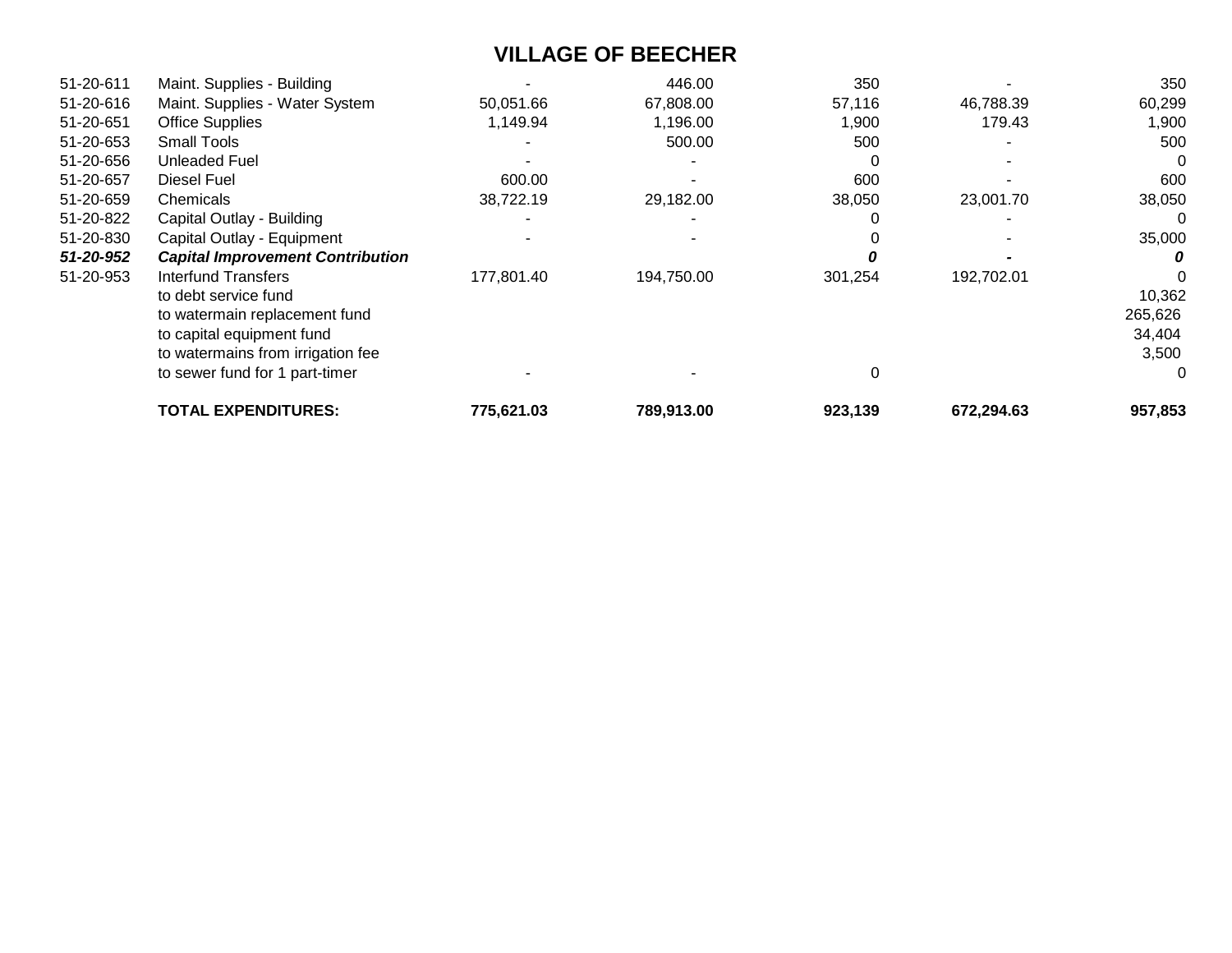# VILLAGE OF BEECHER

| | | | | | | |
|---|---|---|---|---|---|---|
| 51-20-611 | Maint. Supplies - Building | - | 446.00 | 350 | - | 350 |
| 51-20-616 | Maint. Supplies - Water System | 50,051.66 | 67,808.00 | 57,116 | 46,788.39 | 60,299 |
| 51-20-651 | Office Supplies | 1,149.94 | 1,196.00 | 1,900 | 179.43 | 1,900 |
| 51-20-653 | Small Tools | - | 500.00 | 500 | - | 500 |
| 51-20-656 | Unleaded Fuel | - | - | 0 | - | 0 |
| 51-20-657 | Diesel Fuel | 600.00 | - | 600 | - | 600 |
| 51-20-659 | Chemicals | 38,722.19 | 29,182.00 | 38,050 | 23,001.70 | 38,050 |
| 51-20-822 | Capital Outlay - Building | - | - | 0 | - | 0 |
| 51-20-830 | Capital Outlay - Equipment | - | - | 0 | - | 35,000 |
| ***51-20-952*** | ***Capital Improvement Contribution*** | | | ***0*** | ***-*** | ***0*** |
| 51-20-953 | Interfund Transfers | 177,801.40 | 194,750.00 | 301,254 | 192,702.01 | 0 |
| | to debt service fund | | | | | 10,362 |
| | to watermain replacement fund | | | | | 265,626 |
| | to capital equipment fund | | | | | 34,404 |
| | to watermains from irrigation fee | | | | | 3,500 |
| | to sewer fund for 1 part-timer | - | - | 0 | | 0 |
| | **TOTAL EXPENDITURES:** | **775,621.03** | **789,913.00** | **923,139** | **672,294.63** | **957,853** |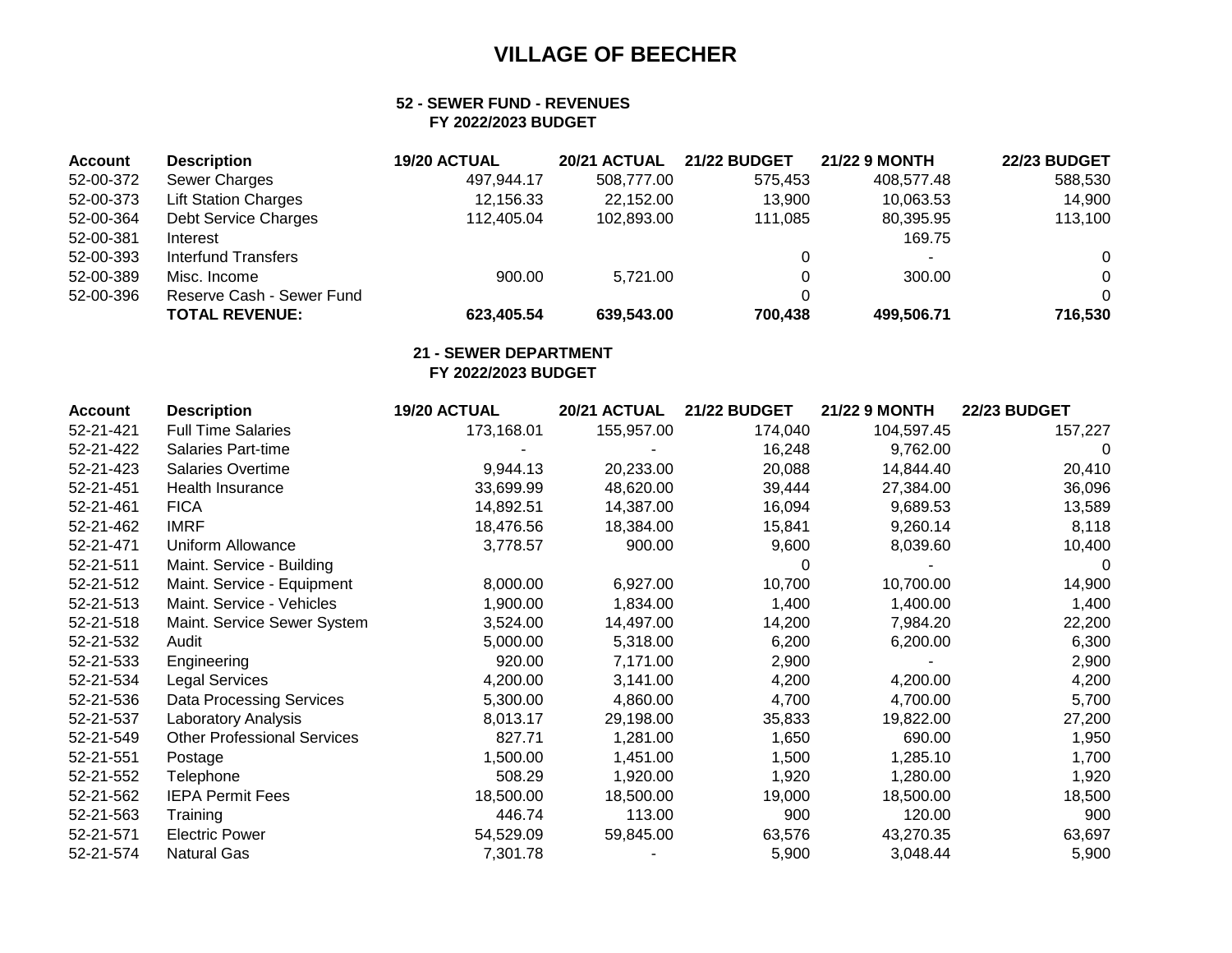# VILLAGE OF BEECHER

### 52 - SEWER FUND - REVENUES
### FY 2022/2023 BUDGET

| Account | Description | 19/20 ACTUAL | 20/21 ACTUAL | 21/22 BUDGET | 21/22 9 MONTH | 22/23 BUDGET |
|---|---|---|---|---|---|---|
| 52-00-372 | Sewer Charges | 497,944.17 | 508,777.00 | 575,453 | 408,577.48 | 588,530 |
| 52-00-373 | Lift Station Charges | 12,156.33 | 22,152.00 | 13,900 | 10,063.53 | 14,900 |
| 52-00-364 | Debt Service Charges | 112,405.04 | 102,893.00 | 111,085 | 80,395.95 | 113,100 |
| 52-00-381 | Interest | | | | 169.75 | |
| 52-00-393 | Interfund Transfers | | | 0 | - | 0 |
| 52-00-389 | Misc. Income | 900.00 | 5,721.00 | 0 | 300.00 | 0 |
| 52-00-396 | Reserve Cash - Sewer Fund | | | 0 | | 0 |
| | **TOTAL REVENUE:** | **623,405.54** | **639,543.00** | **700,438** | **499,506.71** | **716,530** |

### 21 - SEWER DEPARTMENT
### FY 2022/2023 BUDGET

| Account | Description | 19/20 ACTUAL | 20/21 ACTUAL | 21/22 BUDGET | 21/22 9 MONTH | 22/23 BUDGET |
|---|---|---|---|---|---|---|
| 52-21-421 | Full Time Salaries | 173,168.01 | 155,957.00 | 174,040 | 104,597.45 | 157,227 |
| 52-21-422 | Salaries Part-time | - | - | 16,248 | 9,762.00 | 0 |
| 52-21-423 | Salaries Overtime | 9,944.13 | 20,233.00 | 20,088 | 14,844.40 | 20,410 |
| 52-21-451 | Health Insurance | 33,699.99 | 48,620.00 | 39,444 | 27,384.00 | 36,096 |
| 52-21-461 | FICA | 14,892.51 | 14,387.00 | 16,094 | 9,689.53 | 13,589 |
| 52-21-462 | IMRF | 18,476.56 | 18,384.00 | 15,841 | 9,260.14 | 8,118 |
| 52-21-471 | Uniform Allowance | 3,778.57 | 900.00 | 9,600 | 8,039.60 | 10,400 |
| 52-21-511 | Maint. Service - Building | | | 0 | - | 0 |
| 52-21-512 | Maint. Service - Equipment | 8,000.00 | 6,927.00 | 10,700 | 10,700.00 | 14,900 |
| 52-21-513 | Maint. Service - Vehicles | 1,900.00 | 1,834.00 | 1,400 | 1,400.00 | 1,400 |
| 52-21-518 | Maint. Service Sewer System | 3,524.00 | 14,497.00 | 14,200 | 7,984.20 | 22,200 |
| 52-21-532 | Audit | 5,000.00 | 5,318.00 | 6,200 | 6,200.00 | 6,300 |
| 52-21-533 | Engineering | 920.00 | 7,171.00 | 2,900 | - | 2,900 |
| 52-21-534 | Legal Services | 4,200.00 | 3,141.00 | 4,200 | 4,200.00 | 4,200 |
| 52-21-536 | Data Processing Services | 5,300.00 | 4,860.00 | 4,700 | 4,700.00 | 5,700 |
| 52-21-537 | Laboratory Analysis | 8,013.17 | 29,198.00 | 35,833 | 19,822.00 | 27,200 |
| 52-21-549 | Other Professional Services | 827.71 | 1,281.00 | 1,650 | 690.00 | 1,950 |
| 52-21-551 | Postage | 1,500.00 | 1,451.00 | 1,500 | 1,285.10 | 1,700 |
| 52-21-552 | Telephone | 508.29 | 1,920.00 | 1,920 | 1,280.00 | 1,920 |
| 52-21-562 | IEPA Permit Fees | 18,500.00 | 18,500.00 | 19,000 | 18,500.00 | 18,500 |
| 52-21-563 | Training | 446.74 | 113.00 | 900 | 120.00 | 900 |
| 52-21-571 | Electric Power | 54,529.09 | 59,845.00 | 63,576 | 43,270.35 | 63,697 |
| 52-21-574 | Natural Gas | 7,301.78 | - | 5,900 | 3,048.44 | 5,900 |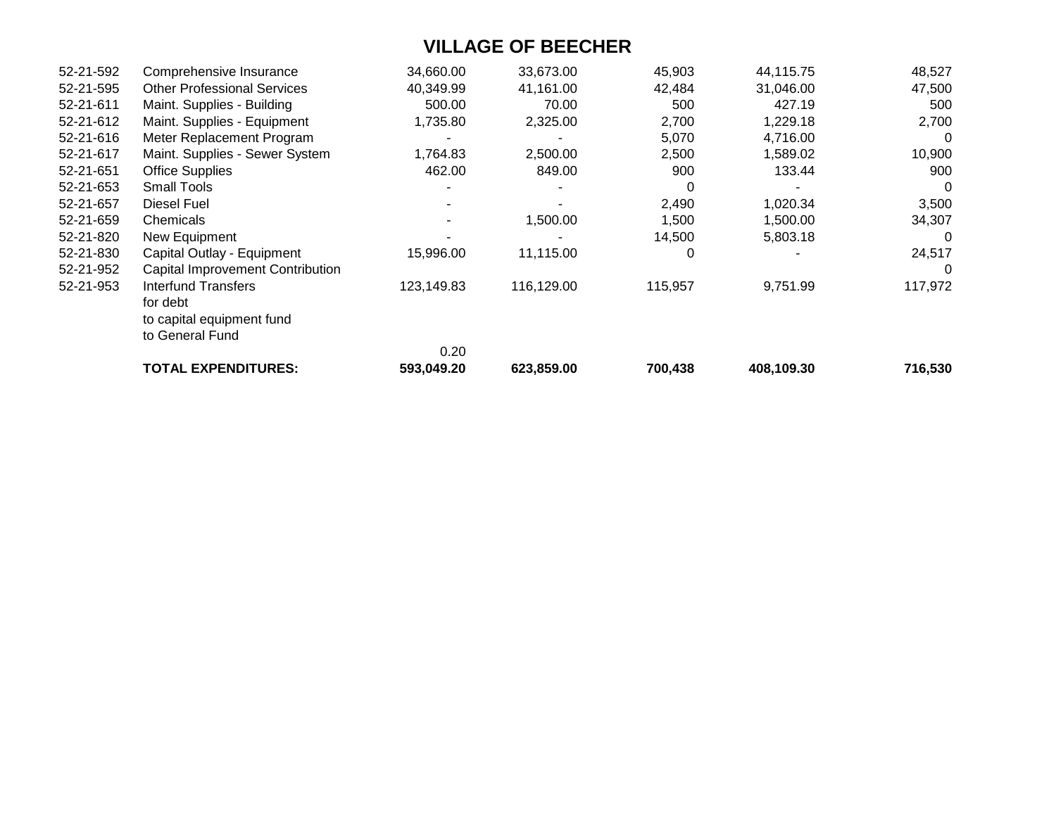# VILLAGE OF BEECHER

| | | | | | | |
|---|---|---|---|---|---|---|
| 52-21-592 | Comprehensive Insurance | 34,660.00 | 33,673.00 | 45,903 | 44,115.75 | 48,527 |
| 52-21-595 | Other Professional Services | 40,349.99 | 41,161.00 | 42,484 | 31,046.00 | 47,500 |
| 52-21-611 | Maint. Supplies - Building | 500.00 | 70.00 | 500 | 427.19 | 500 |
| 52-21-612 | Maint. Supplies - Equipment | 1,735.80 | 2,325.00 | 2,700 | 1,229.18 | 2,700 |
| 52-21-616 | Meter Replacement Program | - | - | 5,070 | 4,716.00 | 0 |
| 52-21-617 | Maint. Supplies - Sewer System | 1,764.83 | 2,500.00 | 2,500 | 1,589.02 | 10,900 |
| 52-21-651 | Office Supplies | 462.00 | 849.00 | 900 | 133.44 | 900 |
| 52-21-653 | Small Tools | - | - | 0 | - | 0 |
| 52-21-657 | Diesel Fuel | - | - | 2,490 | 1,020.34 | 3,500 |
| 52-21-659 | Chemicals | - | 1,500.00 | 1,500 | 1,500.00 | 34,307 |
| 52-21-820 | New Equipment | - | - | 14,500 | 5,803.18 | 0 |
| 52-21-830 | Capital Outlay - Equipment | 15,996.00 | 11,115.00 | 0 | - | 24,517 |
| 52-21-952 | Capital Improvement Contribution | | | | | 0 |
| 52-21-953 | Interfund Transfers | 123,149.83 | 116,129.00 | 115,957 | 9,751.99 | 117,972 |
| | for debt | | | | | |
| | to capital equipment fund | | | | | |
| | to General Fund | | | | | |
| | | 0.20 | | | | |
| | **TOTAL EXPENDITURES:** | **593,049.20** | **623,859.00** | **700,438** | **408,109.30** | **716,530** |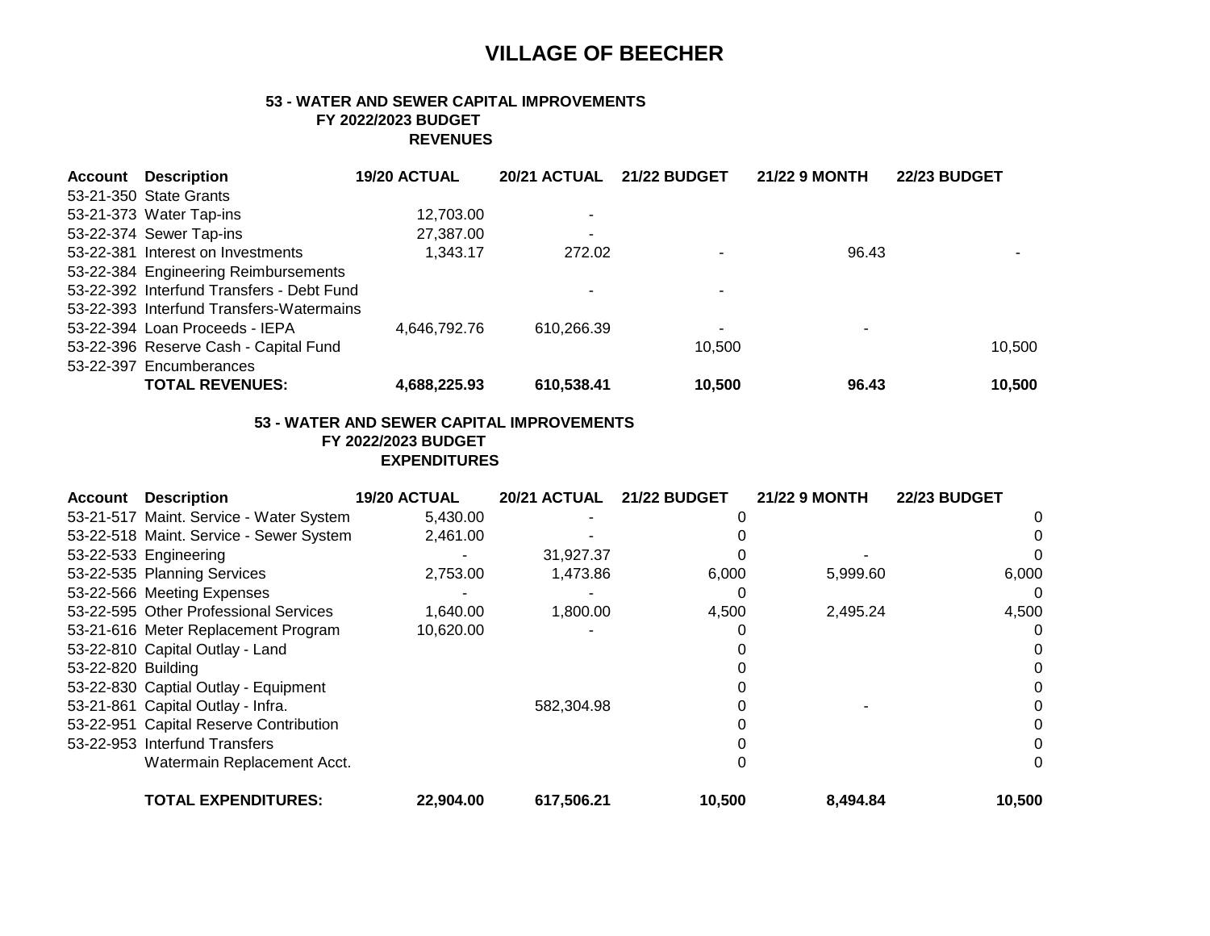# VILLAGE OF BEECHER

## 53 - WATER AND SEWER CAPITAL IMPROVEMENTS
### FY 2022/2023 BUDGET
### REVENUES

| Account | Description | 19/20 ACTUAL | 20/21 ACTUAL | 21/22 BUDGET | 21/22 9 MONTH | 22/23 BUDGET |
|---|---|---|---|---|---|---|
| 53-21-350 | State Grants | | | | | |
| 53-21-373 | Water Tap-ins | 12,703.00 | - | | | |
| 53-22-374 | Sewer Tap-ins | 27,387.00 | - | | | |
| 53-22-381 | Interest on Investments | 1,343.17 | 272.02 | - | 96.43 | - |
| 53-22-384 | Engineering Reimbursements | | | | | |
| 53-22-392 | Interfund Transfers - Debt Fund | | - | - | | |
| 53-22-393 | Interfund Transfers-Watermains | | | | | |
| 53-22-394 | Loan Proceeds - IEPA | 4,646,792.76 | 610,266.39 | - | - | |
| 53-22-396 | Reserve Cash - Capital Fund | | | 10,500 | | 10,500 |
| 53-22-397 | Encumberances | | | | | |
| | **TOTAL REVENUES:** | **4,688,225.93** | **610,538.41** | **10,500** | **96.43** | **10,500** |

## 53 - WATER AND SEWER CAPITAL IMPROVEMENTS
### FY 2022/2023 BUDGET
### EXPENDITURES

| Account | Description | 19/20 ACTUAL | 20/21 ACTUAL | 21/22 BUDGET | 21/22 9 MONTH | 22/23 BUDGET |
|---|---|---|---|---|---|---|
| 53-21-517 | Maint. Service - Water System | 5,430.00 | - | 0 | | 0 |
| 53-22-518 | Maint. Service - Sewer System | 2,461.00 | - | 0 | | 0 |
| 53-22-533 | Engineering | - | 31,927.37 | 0 | - | 0 |
| 53-22-535 | Planning Services | 2,753.00 | 1,473.86 | 6,000 | 5,999.60 | 6,000 |
| 53-22-566 | Meeting Expenses | - | - | 0 | | 0 |
| 53-22-595 | Other Professional Services | 1,640.00 | 1,800.00 | 4,500 | 2,495.24 | 4,500 |
| 53-21-616 | Meter Replacement Program | 10,620.00 | - | 0 | | 0 |
| 53-22-810 | Capital Outlay - Land | | | 0 | | 0 |
| 53-22-820 | Building | | | 0 | | 0 |
| 53-22-830 | Captial Outlay - Equipment | | | 0 | | 0 |
| 53-21-861 | Capital Outlay - Infra. | | 582,304.98 | 0 | - | 0 |
| 53-22-951 | Capital Reserve Contribution | | | 0 | | 0 |
| 53-22-953 | Interfund Transfers | | | 0 | | 0 |
| | Watermain Replacement Acct. | | | 0 | | 0 |
| | **TOTAL EXPENDITURES:** | **22,904.00** | **617,506.21** | **10,500** | **8,494.84** | **10,500** |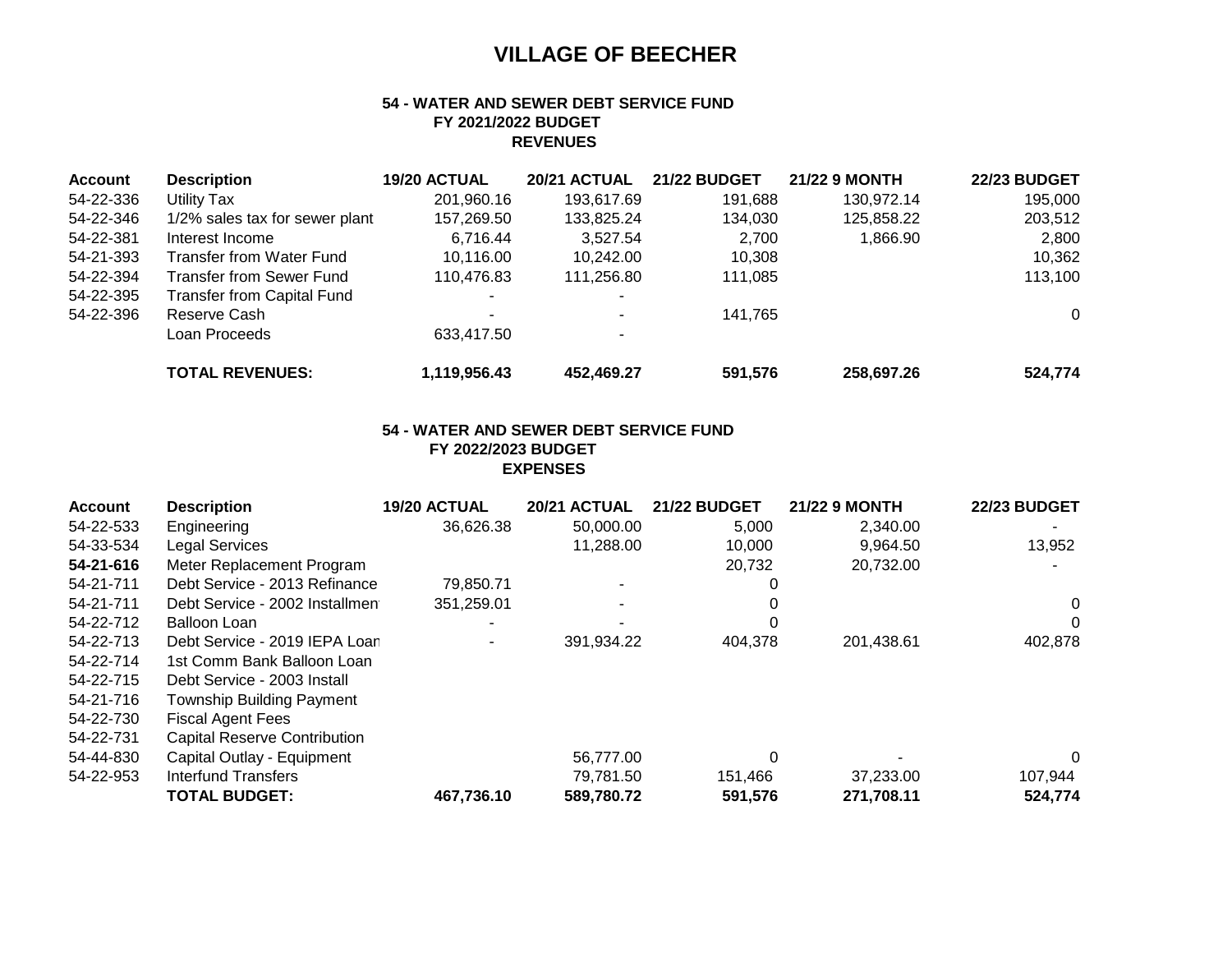# VILLAGE OF BEECHER

### 54 - WATER AND SEWER DEBT SERVICE FUND
### FY 2021/2022 BUDGET
### REVENUES

| Account | Description | 19/20 ACTUAL | 20/21 ACTUAL | 21/22 BUDGET | 21/22 9 MONTH | 22/23 BUDGET |
|---|---|---|---|---|---|---|
| 54-22-336 | Utility Tax | 201,960.16 | 193,617.69 | 191,688 | 130,972.14 | 195,000 |
| 54-22-346 | 1/2% sales tax for sewer plant | 157,269.50 | 133,825.24 | 134,030 | 125,858.22 | 203,512 |
| 54-22-381 | Interest Income | 6,716.44 | 3,527.54 | 2,700 | 1,866.90 | 2,800 |
| 54-21-393 | Transfer from Water Fund | 10,116.00 | 10,242.00 | 10,308 | | 10,362 |
| 54-22-394 | Transfer from Sewer Fund | 110,476.83 | 111,256.80 | 111,085 | | 113,100 |
| 54-22-395 | Transfer from Capital Fund | - | - | | | |
| 54-22-396 | Reserve Cash | - | - | 141,765 | | 0 |
| | Loan Proceeds | 633,417.50 | - | | | |
| | **TOTAL REVENUES:** | **1,119,956.43** | **452,469.27** | **591,576** | **258,697.26** | **524,774** |

### 54 - WATER AND SEWER DEBT SERVICE FUND
### FY 2022/2023 BUDGET
### EXPENSES

| Account | Description | 19/20 ACTUAL | 20/21 ACTUAL | 21/22 BUDGET | 21/22 9 MONTH | 22/23 BUDGET |
|---|---|---|---|---|---|---|
| 54-22-533 | Engineering | 36,626.38 | 50,000.00 | 5,000 | 2,340.00 | - |
| 54-33-534 | Legal Services | | 11,288.00 | 10,000 | 9,964.50 | 13,952 |
| **54-21-616** | Meter Replacement Program | | | 20,732 | 20,732.00 | - |
| 54-21-711 | Debt Service - 2013 Refinance | 79,850.71 | - | 0 | | |
| 54-21-711 | Debt Service - 2002 Installment | 351,259.01 | - | 0 | | 0 |
| 54-22-712 | Balloon Loan | - | - | 0 | | 0 |
| 54-22-713 | Debt Service - 2019 IEPA Loan | - | 391,934.22 | 404,378 | 201,438.61 | 402,878 |
| 54-22-714 | 1st Comm Bank Balloon Loan | | | | | |
| 54-22-715 | Debt Service - 2003 Install | | | | | |
| 54-21-716 | Township Building Payment | | | | | |
| 54-22-730 | Fiscal Agent Fees | | | | | |
| 54-22-731 | Capital Reserve Contribution | | | | | |
| 54-44-830 | Capital Outlay - Equipment | | 56,777.00 | 0 | - | 0 |
| 54-22-953 | Interfund Transfers | | 79,781.50 | 151,466 | 37,233.00 | 107,944 |
| | **TOTAL BUDGET:** | **467,736.10** | **589,780.72** | **591,576** | **271,708.11** | **524,774** |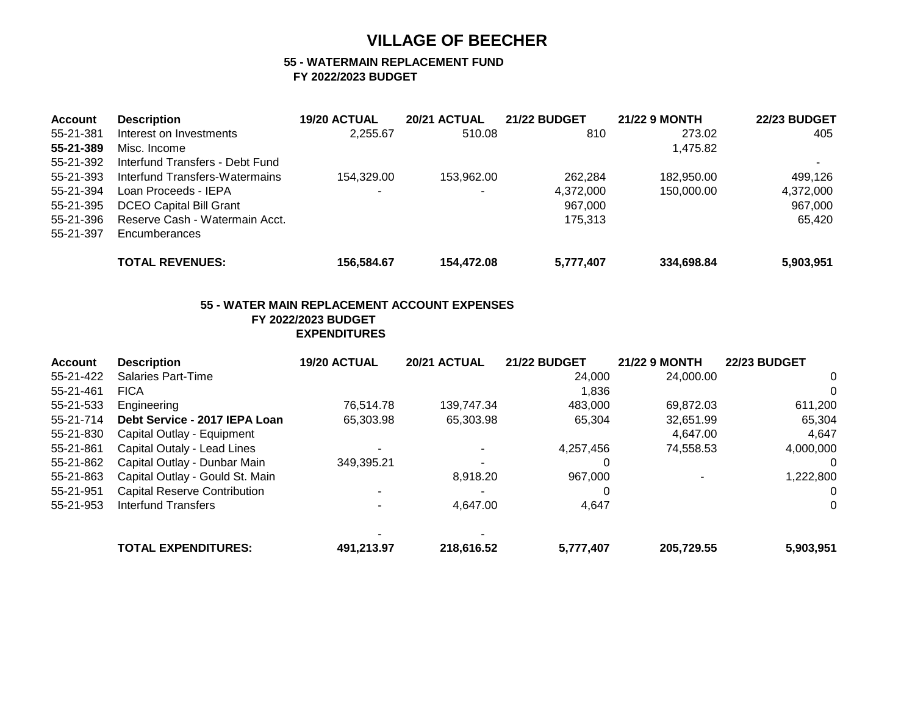# VILLAGE OF BEECHER

## 55 - WATERMAIN REPLACEMENT FUND
### FY 2022/2023 BUDGET

| Account | Description | 19/20 ACTUAL | 20/21 ACTUAL | 21/22 BUDGET | 21/22 9 MONTH | 22/23 BUDGET |
|---|---|---|---|---|---|---|
| 55-21-381 | Interest on Investments | 2,255.67 | 510.08 | 810 | 273.02 | 405 |
| **55-21-389** | Misc. Income | | | | 1,475.82 | |
| 55-21-392 | Interfund Transfers - Debt Fund | | | | | - |
| 55-21-393 | Interfund Transfers-Watermains | 154,329.00 | 153,962.00 | 262,284 | 182,950.00 | 499,126 |
| 55-21-394 | Loan Proceeds - IEPA | - | - | 4,372,000 | 150,000.00 | 4,372,000 |
| 55-21-395 | DCEO Capital Bill Grant | | | 967,000 | | 967,000 |
| 55-21-396 | Reserve Cash - Watermain Acct. | | | 175,313 | | 65,420 |
| 55-21-397 | Encumberances | | | | | |
| | **TOTAL REVENUES:** | **156,584.67** | **154,472.08** | **5,777,407** | **334,698.84** | **5,903,951** |

## 55 - WATER MAIN REPLACEMENT ACCOUNT EXPENSES
### FY 2022/2023 BUDGET
### EXPENDITURES

| Account | Description | 19/20 ACTUAL | 20/21 ACTUAL | 21/22 BUDGET | 21/22 9 MONTH | 22/23 BUDGET |
|---|---|---|---|---|---|---|
| 55-21-422 | Salaries Part-Time | | | 24,000 | 24,000.00 | 0 |
| 55-21-461 | FICA | | | 1,836 | | 0 |
| 55-21-533 | Engineering | 76,514.78 | 139,747.34 | 483,000 | 69,872.03 | 611,200 |
| 55-21-714 | **Debt Service - 2017 IEPA Loan** | 65,303.98 | 65,303.98 | 65,304 | 32,651.99 | 65,304 |
| 55-21-830 | Capital Outlay - Equipment | | | | 4,647.00 | 4,647 |
| 55-21-861 | Capital Outaly - Lead Lines | - | - | 4,257,456 | 74,558.53 | 4,000,000 |
| 55-21-862 | Capital Outlay - Dunbar Main | 349,395.21 | - | 0 | | 0 |
| 55-21-863 | Capital Outlay - Gould St. Main | | 8,918.20 | 967,000 | - | 1,222,800 |
| 55-21-951 | Capital Reserve Contribution | - | - | 0 | | 0 |
| 55-21-953 | Interfund Transfers | - | 4,647.00 | 4,647 | | 0 |
| | | - | - | | | |
| | **TOTAL EXPENDITURES:** | **491,213.97** | **218,616.52** | **5,777,407** | **205,729.55** | **5,903,951** |